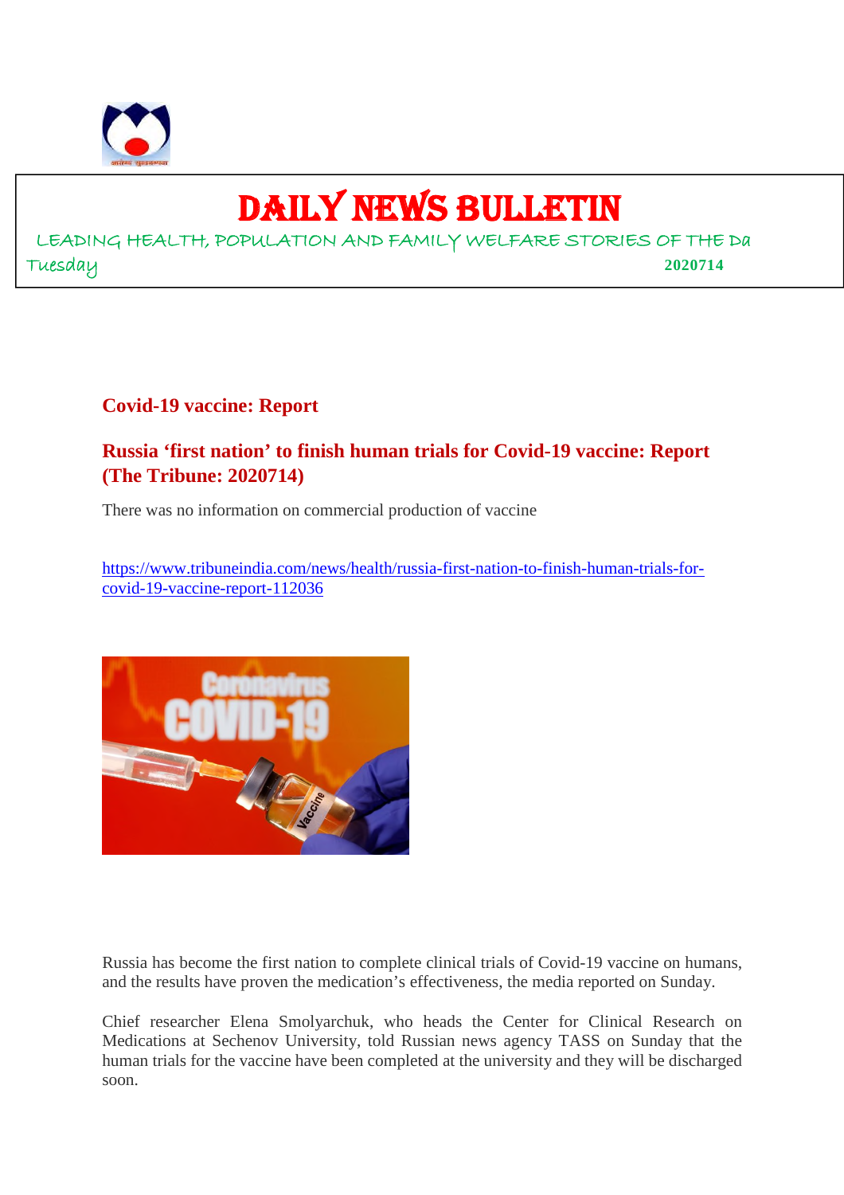# DAILY NEWS BULLETIN

LEADING HEALTH, POPULATION AND FAMILY WELFARE STORIES OF THE Da

Tuesday **2020714**

## Covid-19 vaccine: Report

## Russia 'first nation' to finish human trials for Covid-19 vaccine: Report (The Tribune: 2020714)

There was no information on commercial production of vaccine

https://www.tribuneindia.com/news/health/russia-first-nation-to-finish-human-trials-for-covid-19-vaccine-report-112036

Russia has become the first nation to complete clinical trials of Covid-19 vaccine on humans, and the results have proven the medication's effectiveness, the media reported on Sunday.

Chief researcher Elena Smolyarchuk, who heads the Center for Clinical Research on Medications at Sechenov University, told Russian news agency TASS on Sunday that the human trials for the vaccine have been completed at the university and they will be discharged soon.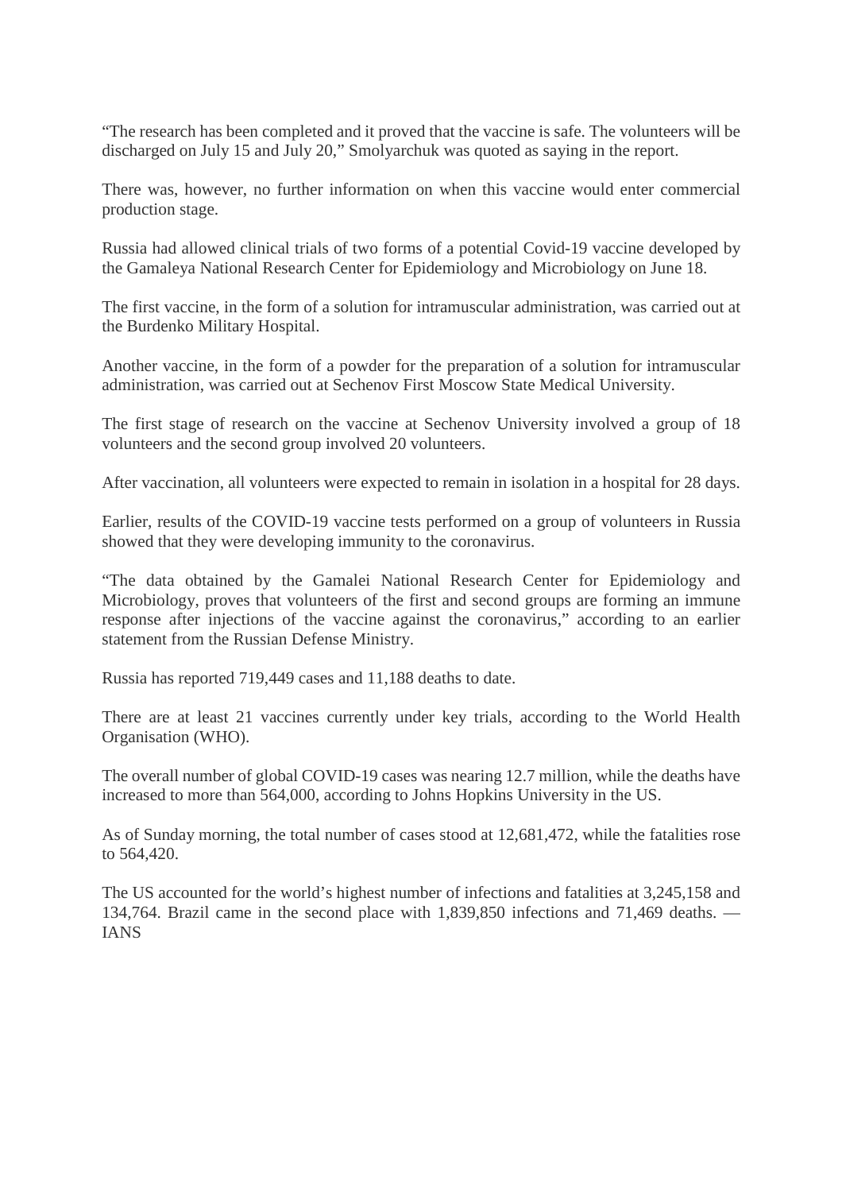"The research has been completed and it proved that the vaccine is safe. The volunteers will be discharged on July 15 and July 20," Smolyarchuk was quoted as saying in the report.

There was, however, no further information on when this vaccine would enter commercial production stage.

Russia had allowed clinical trials of two forms of a potential Covid-19 vaccine developed by the Gamaleya National Research Center for Epidemiology and Microbiology on June 18.

The first vaccine, in the form of a solution for intramuscular administration, was carried out at the Burdenko Military Hospital.

Another vaccine, in the form of a powder for the preparation of a solution for intramuscular administration, was carried out at Sechenov First Moscow State Medical University.

The first stage of research on the vaccine at Sechenov University involved a group of 18 volunteers and the second group involved 20 volunteers.

After vaccination, all volunteers were expected to remain in isolation in a hospital for 28 days.

Earlier, results of the COVID-19 vaccine tests performed on a group of volunteers in Russia showed that they were developing immunity to the coronavirus.

"The data obtained by the Gamalei National Research Center for Epidemiology and Microbiology, proves that volunteers of the first and second groups are forming an immune response after injections of the vaccine against the coronavirus," according to an earlier statement from the Russian Defense Ministry.

Russia has reported 719,449 cases and 11,188 deaths to date.

There are at least 21 vaccines currently under key trials, according to the World Health Organisation (WHO).

The overall number of global COVID-19 cases was nearing 12.7 million, while the deaths have increased to more than 564,000, according to Johns Hopkins University in the US.

As of Sunday morning, the total number of cases stood at 12,681,472, while the fatalities rose to 564,420.

The US accounted for the world's highest number of infections and fatalities at 3,245,158 and 134,764. Brazil came in the second place with 1,839,850 infections and 71,469 deaths. — IANS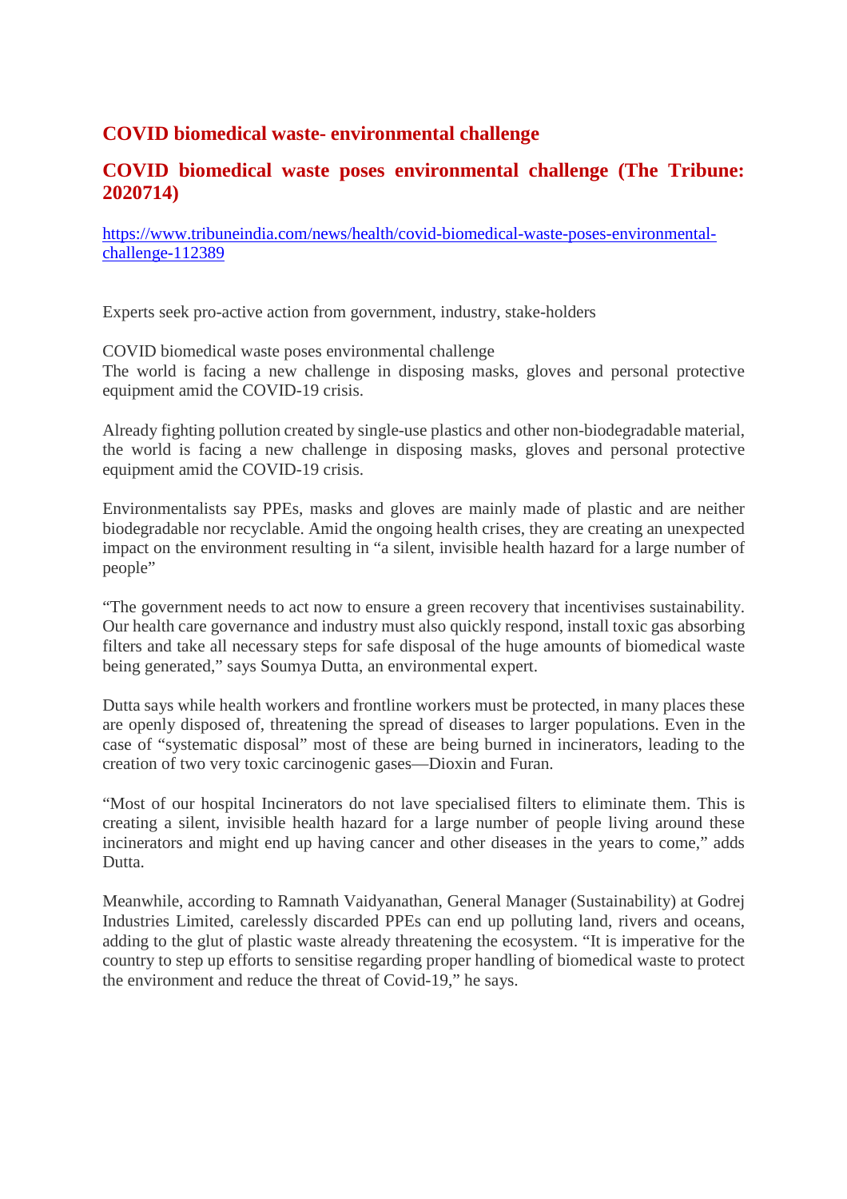## COVID biomedical waste- environmental challenge

## COVID biomedical waste poses environmental challenge (The Tribune: 2020714)

[https://www.tribuneindia.com/news/health/covid-biomedical-waste-poses-environmental-challenge-112389](https://www.tribuneindia.com/news/health/covid-biomedical-waste-poses-environmental-challenge-112389)

Experts seek pro-active action from government, industry, stake-holders

COVID biomedical waste poses environmental challenge
The world is facing a new challenge in disposing masks, gloves and personal protective equipment amid the COVID-19 crisis.

Already fighting pollution created by single-use plastics and other non-biodegradable material, the world is facing a new challenge in disposing masks, gloves and personal protective equipment amid the COVID-19 crisis.

Environmentalists say PPEs, masks and gloves are mainly made of plastic and are neither biodegradable nor recyclable. Amid the ongoing health crises, they are creating an unexpected impact on the environment resulting in "a silent, invisible health hazard for a large number of people"

"The government needs to act now to ensure a green recovery that incentivises sustainability. Our health care governance and industry must also quickly respond, install toxic gas absorbing filters and take all necessary steps for safe disposal of the huge amounts of biomedical waste being generated," says Soumya Dutta, an environmental expert.

Dutta says while health workers and frontline workers must be protected, in many places these are openly disposed of, threatening the spread of diseases to larger populations. Even in the case of "systematic disposal" most of these are being burned in incinerators, leading to the creation of two very toxic carcinogenic gases—Dioxin and Furan.

"Most of our hospital Incinerators do not lave specialised filters to eliminate them. This is creating a silent, invisible health hazard for a large number of people living around these incinerators and might end up having cancer and other diseases in the years to come," adds Dutta.

Meanwhile, according to Ramnath Vaidyanathan, General Manager (Sustainability) at Godrej Industries Limited, carelessly discarded PPEs can end up polluting land, rivers and oceans, adding to the glut of plastic waste already threatening the ecosystem. "It is imperative for the country to step up efforts to sensitise regarding proper handling of biomedical waste to protect the environment and reduce the threat of Covid-19," he says.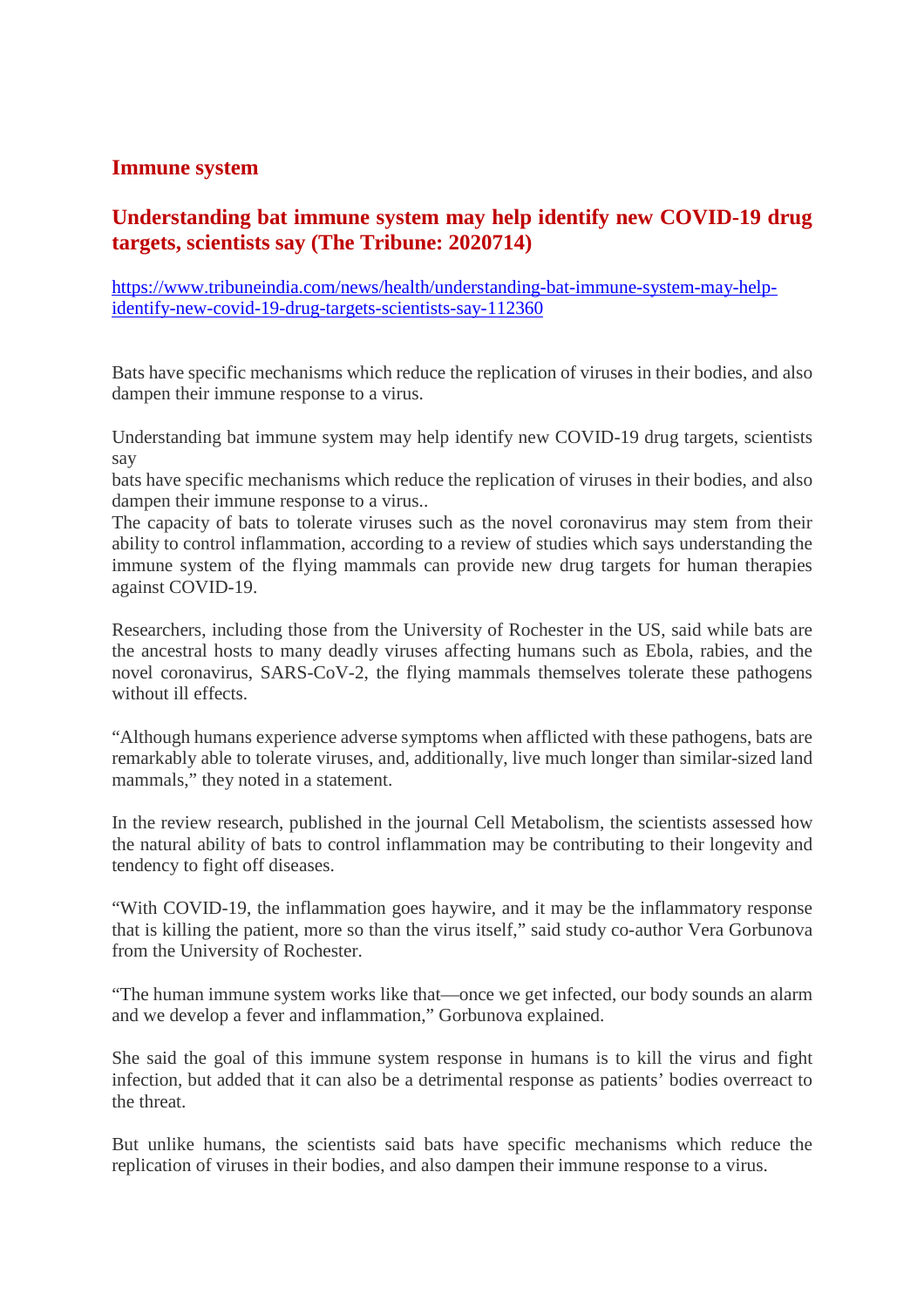## Immune system

### Understanding bat immune system may help identify new COVID-19 drug targets, scientists say (The Tribune: 2020714)

https://www.tribuneindia.com/news/health/understanding-bat-immune-system-may-help-identify-new-covid-19-drug-targets-scientists-say-112360

Bats have specific mechanisms which reduce the replication of viruses in their bodies, and also dampen their immune response to a virus.

Understanding bat immune system may help identify new COVID-19 drug targets, scientists say
bats have specific mechanisms which reduce the replication of viruses in their bodies, and also dampen their immune response to a virus..
The capacity of bats to tolerate viruses such as the novel coronavirus may stem from their ability to control inflammation, according to a review of studies which says understanding the immune system of the flying mammals can provide new drug targets for human therapies against COVID-19.

Researchers, including those from the University of Rochester in the US, said while bats are the ancestral hosts to many deadly viruses affecting humans such as Ebola, rabies, and the novel coronavirus, SARS-CoV-2, the flying mammals themselves tolerate these pathogens without ill effects.

"Although humans experience adverse symptoms when afflicted with these pathogens, bats are remarkably able to tolerate viruses, and, additionally, live much longer than similar-sized land mammals," they noted in a statement.

In the review research, published in the journal Cell Metabolism, the scientists assessed how the natural ability of bats to control inflammation may be contributing to their longevity and tendency to fight off diseases.

"With COVID-19, the inflammation goes haywire, and it may be the inflammatory response that is killing the patient, more so than the virus itself," said study co-author Vera Gorbunova from the University of Rochester.

"The human immune system works like that—once we get infected, our body sounds an alarm and we develop a fever and inflammation," Gorbunova explained.

She said the goal of this immune system response in humans is to kill the virus and fight infection, but added that it can also be a detrimental response as patients' bodies overreact to the threat.

But unlike humans, the scientists said bats have specific mechanisms which reduce the replication of viruses in their bodies, and also dampen their immune response to a virus.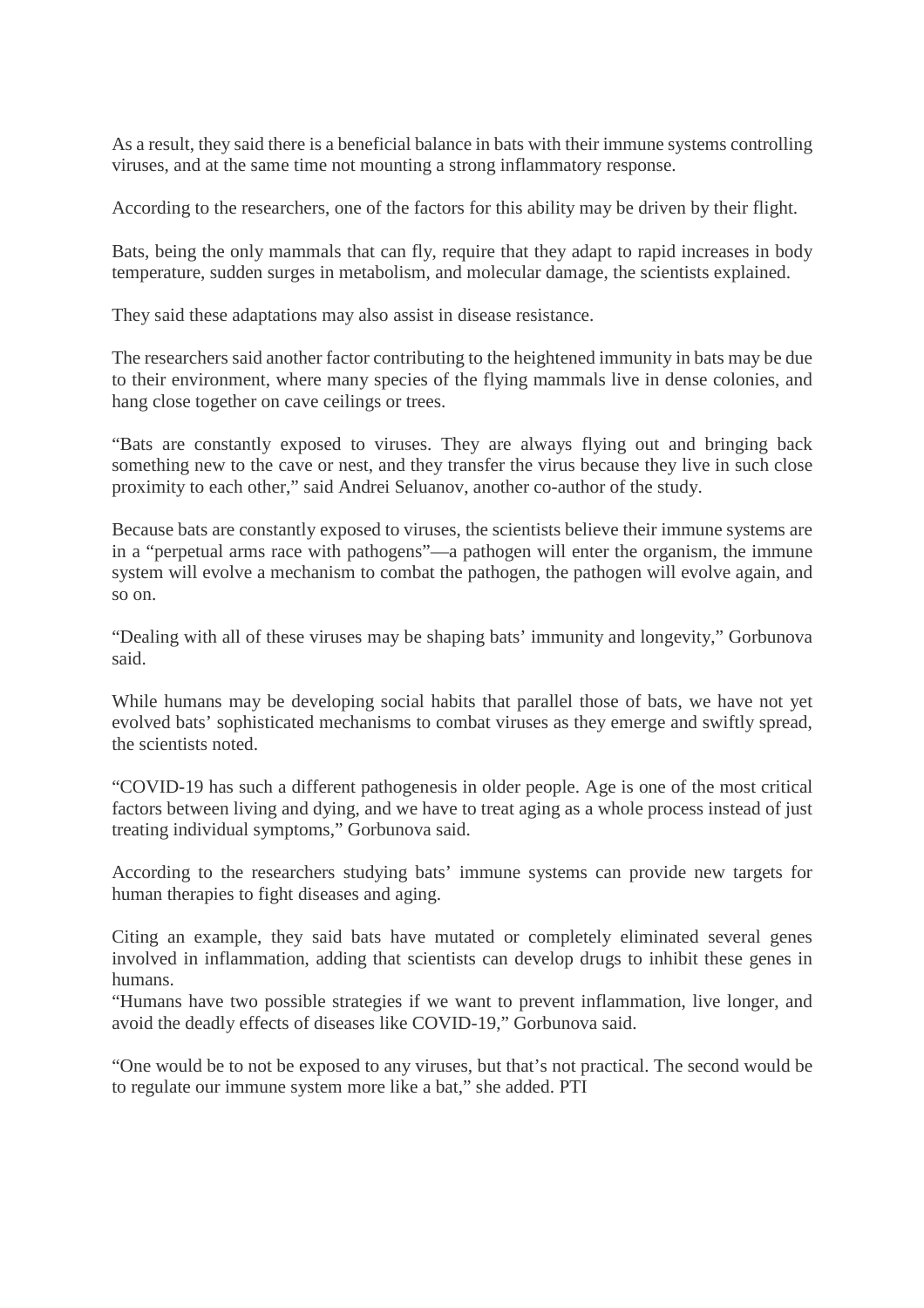As a result, they said there is a beneficial balance in bats with their immune systems controlling viruses, and at the same time not mounting a strong inflammatory response.

According to the researchers, one of the factors for this ability may be driven by their flight.

Bats, being the only mammals that can fly, require that they adapt to rapid increases in body temperature, sudden surges in metabolism, and molecular damage, the scientists explained.

They said these adaptations may also assist in disease resistance.

The researchers said another factor contributing to the heightened immunity in bats may be due to their environment, where many species of the flying mammals live in dense colonies, and hang close together on cave ceilings or trees.

"Bats are constantly exposed to viruses. They are always flying out and bringing back something new to the cave or nest, and they transfer the virus because they live in such close proximity to each other," said Andrei Seluanov, another co-author of the study.

Because bats are constantly exposed to viruses, the scientists believe their immune systems are in a "perpetual arms race with pathogens"—a pathogen will enter the organism, the immune system will evolve a mechanism to combat the pathogen, the pathogen will evolve again, and so on.

"Dealing with all of these viruses may be shaping bats' immunity and longevity," Gorbunova said.

While humans may be developing social habits that parallel those of bats, we have not yet evolved bats' sophisticated mechanisms to combat viruses as they emerge and swiftly spread, the scientists noted.

"COVID-19 has such a different pathogenesis in older people. Age is one of the most critical factors between living and dying, and we have to treat aging as a whole process instead of just treating individual symptoms," Gorbunova said.

According to the researchers studying bats' immune systems can provide new targets for human therapies to fight diseases and aging.

Citing an example, they said bats have mutated or completely eliminated several genes involved in inflammation, adding that scientists can develop drugs to inhibit these genes in humans.

"Humans have two possible strategies if we want to prevent inflammation, live longer, and avoid the deadly effects of diseases like COVID-19," Gorbunova said.

"One would be to not be exposed to any viruses, but that's not practical. The second would be to regulate our immune system more like a bat," she added. PTI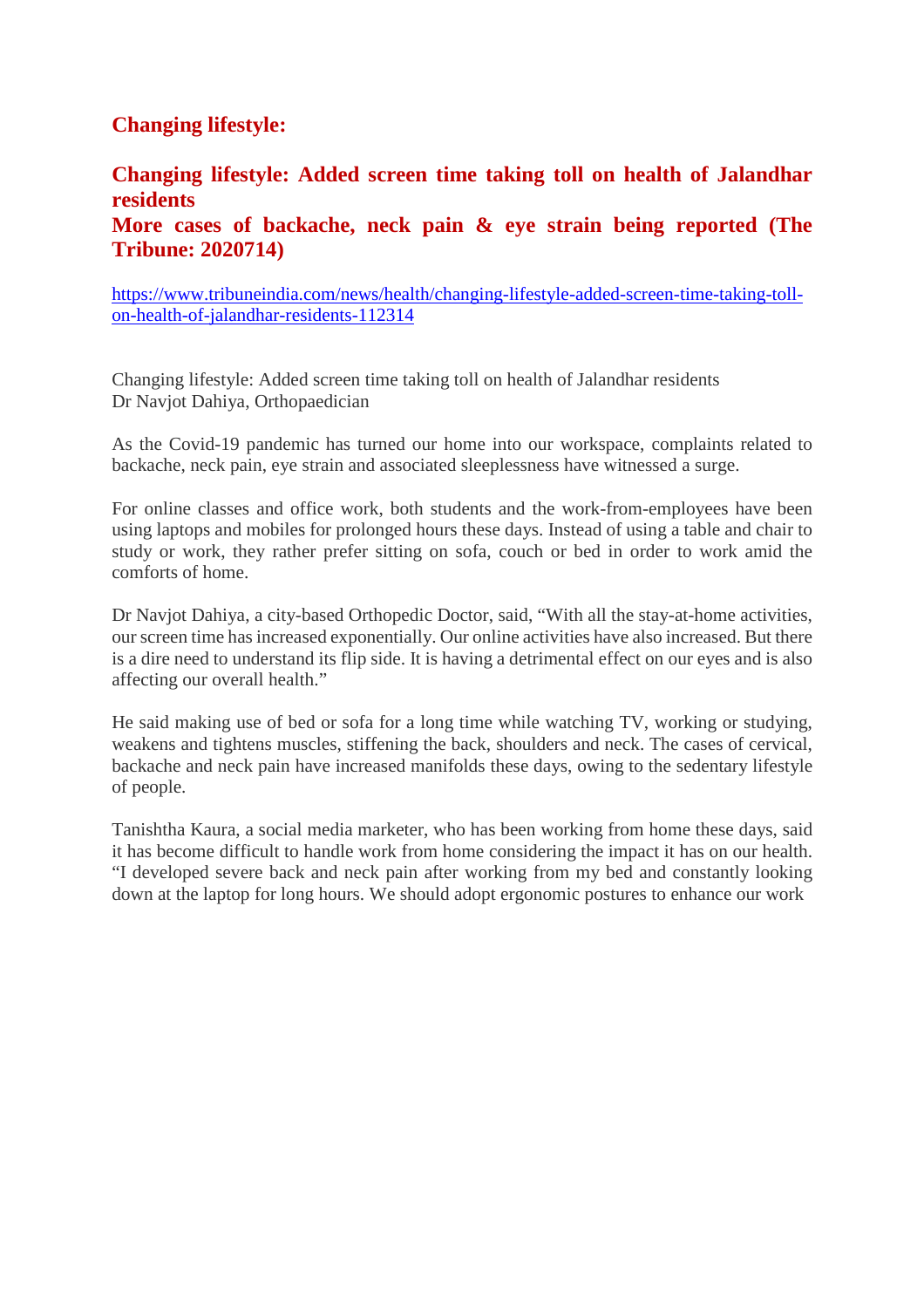## Changing lifestyle:

## Changing lifestyle: Added screen time taking toll on health of Jalandhar residents
## More cases of backache, neck pain & eye strain being reported (The Tribune: 2020714)

https://www.tribuneindia.com/news/health/changing-lifestyle-added-screen-time-taking-toll-on-health-of-jalandhar-residents-112314

Changing lifestyle: Added screen time taking toll on health of Jalandhar residents
Dr Navjot Dahiya, Orthopaedician

As the Covid-19 pandemic has turned our home into our workspace, complaints related to backache, neck pain, eye strain and associated sleeplessness have witnessed a surge.

For online classes and office work, both students and the work-from-employees have been using laptops and mobiles for prolonged hours these days. Instead of using a table and chair to study or work, they rather prefer sitting on sofa, couch or bed in order to work amid the comforts of home.

Dr Navjot Dahiya, a city-based Orthopedic Doctor, said, "With all the stay-at-home activities, our screen time has increased exponentially. Our online activities have also increased. But there is a dire need to understand its flip side. It is having a detrimental effect on our eyes and is also affecting our overall health."

He said making use of bed or sofa for a long time while watching TV, working or studying, weakens and tightens muscles, stiffening the back, shoulders and neck. The cases of cervical, backache and neck pain have increased manifolds these days, owing to the sedentary lifestyle of people.

Tanishtha Kaura, a social media marketer, who has been working from home these days, said it has become difficult to handle work from home considering the impact it has on our health. "I developed severe back and neck pain after working from my bed and constantly looking down at the laptop for long hours. We should adopt ergonomic postures to enhance our work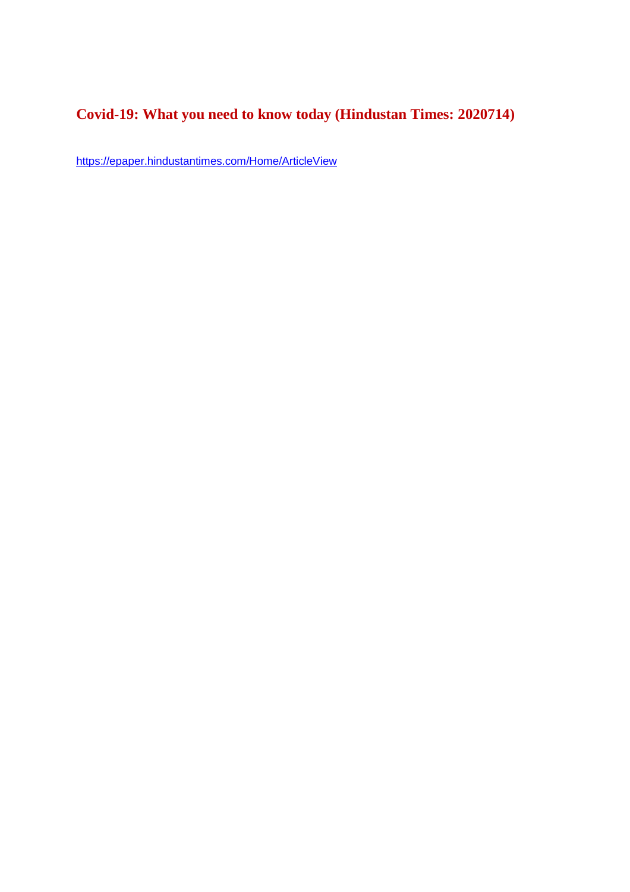## Covid-19: What you need to know today (Hindustan Times: 2020714)

https://epaper.hindustantimes.com/Home/ArticleView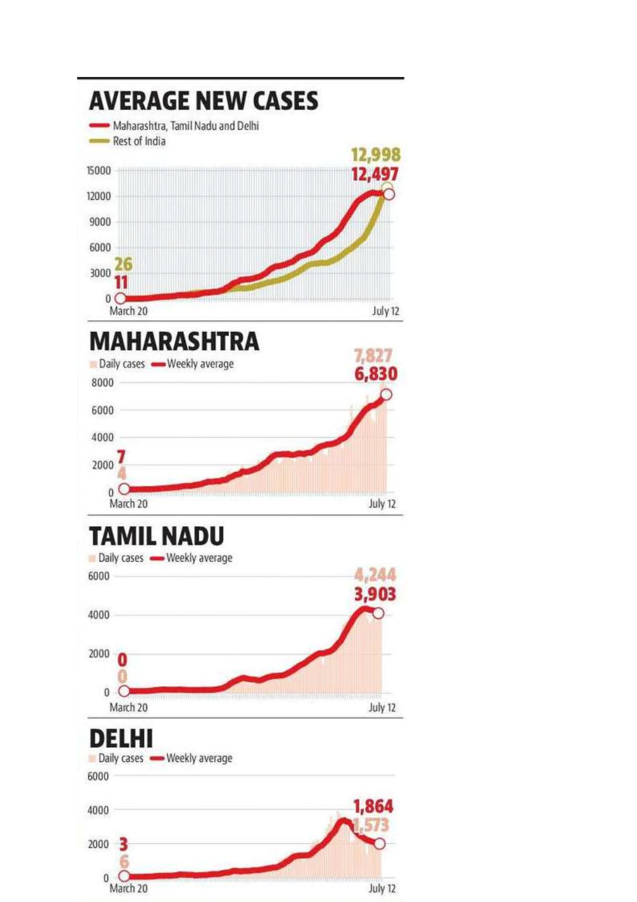## AVERAGE NEW CASES

- Maharashtra, Tamil Nadu and Delhi
- Rest of India

15000
12000
9000
6000
3000
0

26
11

March 20 — July 12

12,998
12,497

## MAHARASHTRA

Daily cases — Weekly average

8000
6000
4000
2000
0

7
4

March 20 — July 12

7,827
6,830

## TAMIL NADU

Daily cases — Weekly average

6000
4000
2000
0

0
0

March 20 — July 12

4,244
3,903

## DELHI

Daily cases — Weekly average

6000
4000
2000
0

3
6

March 20 — July 12

1,864
1,573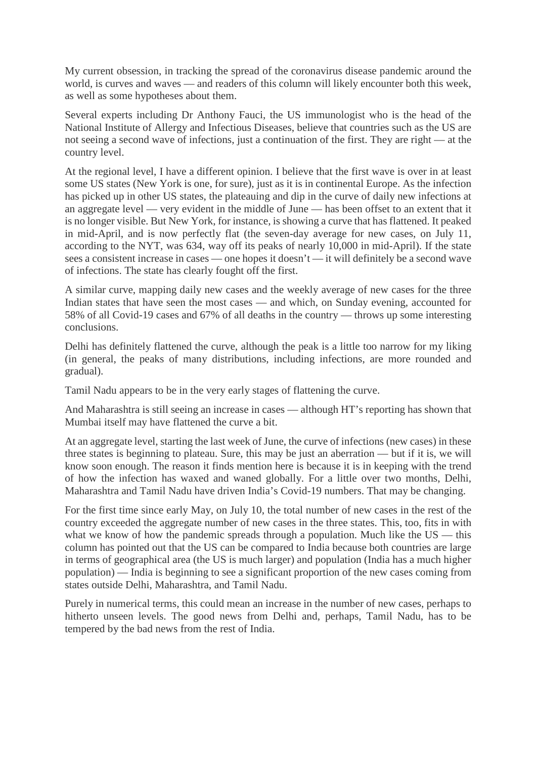My current obsession, in tracking the spread of the coronavirus disease pandemic around the world, is curves and waves — and readers of this column will likely encounter both this week, as well as some hypotheses about them.

Several experts including Dr Anthony Fauci, the US immunologist who is the head of the National Institute of Allergy and Infectious Diseases, believe that countries such as the US are not seeing a second wave of infections, just a continuation of the first. They are right — at the country level.

At the regional level, I have a different opinion. I believe that the first wave is over in at least some US states (New York is one, for sure), just as it is in continental Europe. As the infection has picked up in other US states, the plateauing and dip in the curve of daily new infections at an aggregate level — very evident in the middle of June — has been offset to an extent that it is no longer visible. But New York, for instance, is showing a curve that has flattened. It peaked in mid-April, and is now perfectly flat (the seven-day average for new cases, on July 11, according to the NYT, was 634, way off its peaks of nearly 10,000 in mid-April). If the state sees a consistent increase in cases — one hopes it doesn't — it will definitely be a second wave of infections. The state has clearly fought off the first.

A similar curve, mapping daily new cases and the weekly average of new cases for the three Indian states that have seen the most cases — and which, on Sunday evening, accounted for 58% of all Covid-19 cases and 67% of all deaths in the country — throws up some interesting conclusions.

Delhi has definitely flattened the curve, although the peak is a little too narrow for my liking (in general, the peaks of many distributions, including infections, are more rounded and gradual).

Tamil Nadu appears to be in the very early stages of flattening the curve.

And Maharashtra is still seeing an increase in cases — although HT's reporting has shown that Mumbai itself may have flattened the curve a bit.

At an aggregate level, starting the last week of June, the curve of infections (new cases) in these three states is beginning to plateau. Sure, this may be just an aberration — but if it is, we will know soon enough. The reason it finds mention here is because it is in keeping with the trend of how the infection has waxed and waned globally. For a little over two months, Delhi, Maharashtra and Tamil Nadu have driven India's Covid-19 numbers. That may be changing.

For the first time since early May, on July 10, the total number of new cases in the rest of the country exceeded the aggregate number of new cases in the three states. This, too, fits in with what we know of how the pandemic spreads through a population. Much like the US — this column has pointed out that the US can be compared to India because both countries are large in terms of geographical area (the US is much larger) and population (India has a much higher population) — India is beginning to see a significant proportion of the new cases coming from states outside Delhi, Maharashtra, and Tamil Nadu.

Purely in numerical terms, this could mean an increase in the number of new cases, perhaps to hitherto unseen levels. The good news from Delhi and, perhaps, Tamil Nadu, has to be tempered by the bad news from the rest of India.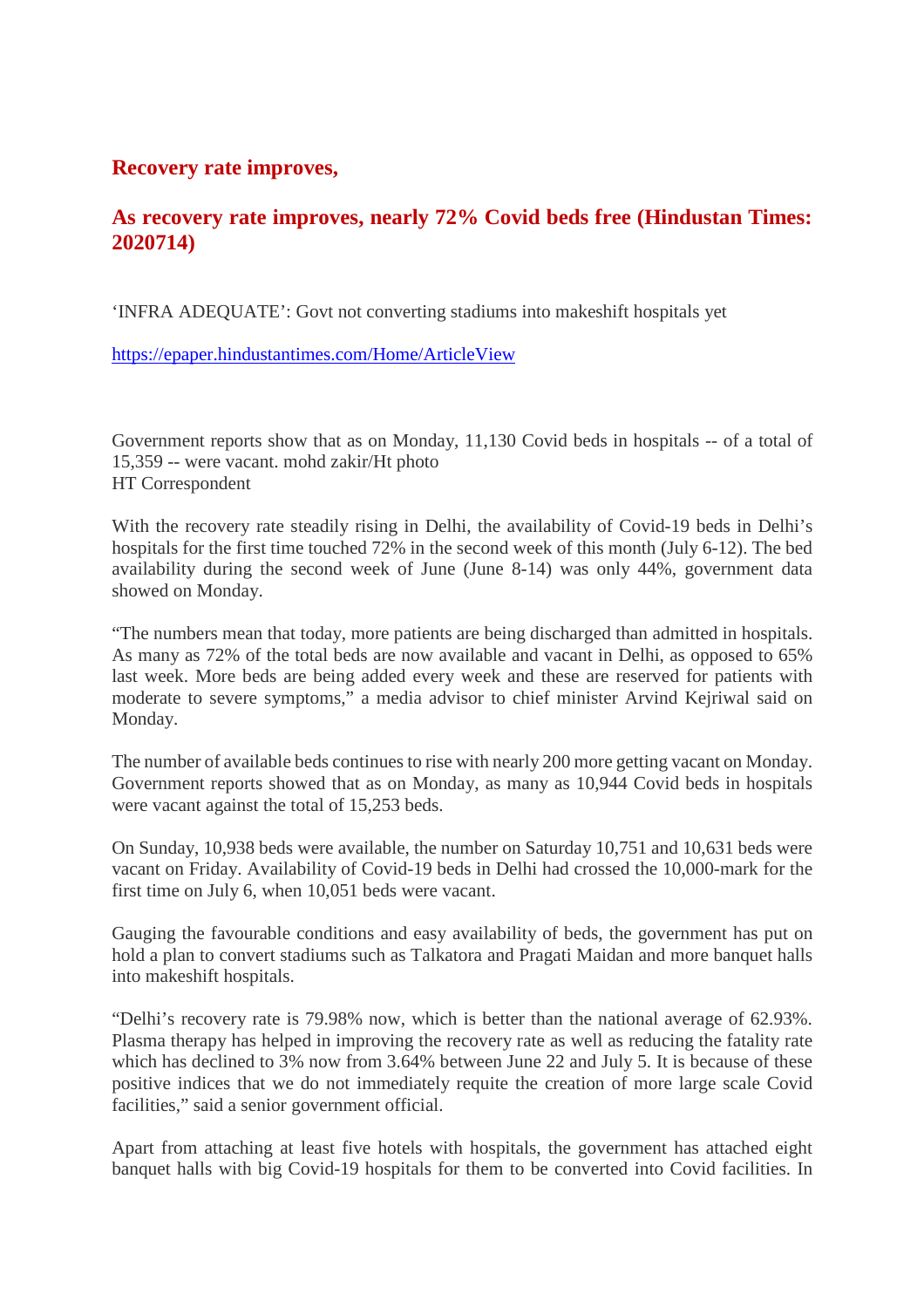## Recovery rate improves,

## As recovery rate improves, nearly 72% Covid beds free (Hindustan Times: 2020714)

'INFRA ADEQUATE': Govt not converting stadiums into makeshift hospitals yet

https://epaper.hindustantimes.com/Home/ArticleView

Government reports show that as on Monday, 11,130 Covid beds in hospitals -- of a total of 15,359 -- were vacant. mohd zakir/Ht photo
HT Correspondent

With the recovery rate steadily rising in Delhi, the availability of Covid-19 beds in Delhi's hospitals for the first time touched 72% in the second week of this month (July 6-12). The bed availability during the second week of June (June 8-14) was only 44%, government data showed on Monday.

"The numbers mean that today, more patients are being discharged than admitted in hospitals. As many as 72% of the total beds are now available and vacant in Delhi, as opposed to 65% last week. More beds are being added every week and these are reserved for patients with moderate to severe symptoms," a media advisor to chief minister Arvind Kejriwal said on Monday.

The number of available beds continues to rise with nearly 200 more getting vacant on Monday. Government reports showed that as on Monday, as many as 10,944 Covid beds in hospitals were vacant against the total of 15,253 beds.

On Sunday, 10,938 beds were available, the number on Saturday 10,751 and 10,631 beds were vacant on Friday. Availability of Covid-19 beds in Delhi had crossed the 10,000-mark for the first time on July 6, when 10,051 beds were vacant.

Gauging the favourable conditions and easy availability of beds, the government has put on hold a plan to convert stadiums such as Talkatora and Pragati Maidan and more banquet halls into makeshift hospitals.

"Delhi's recovery rate is 79.98% now, which is better than the national average of 62.93%. Plasma therapy has helped in improving the recovery rate as well as reducing the fatality rate which has declined to 3% now from 3.64% between June 22 and July 5. It is because of these positive indices that we do not immediately requite the creation of more large scale Covid facilities," said a senior government official.

Apart from attaching at least five hotels with hospitals, the government has attached eight banquet halls with big Covid-19 hospitals for them to be converted into Covid facilities. In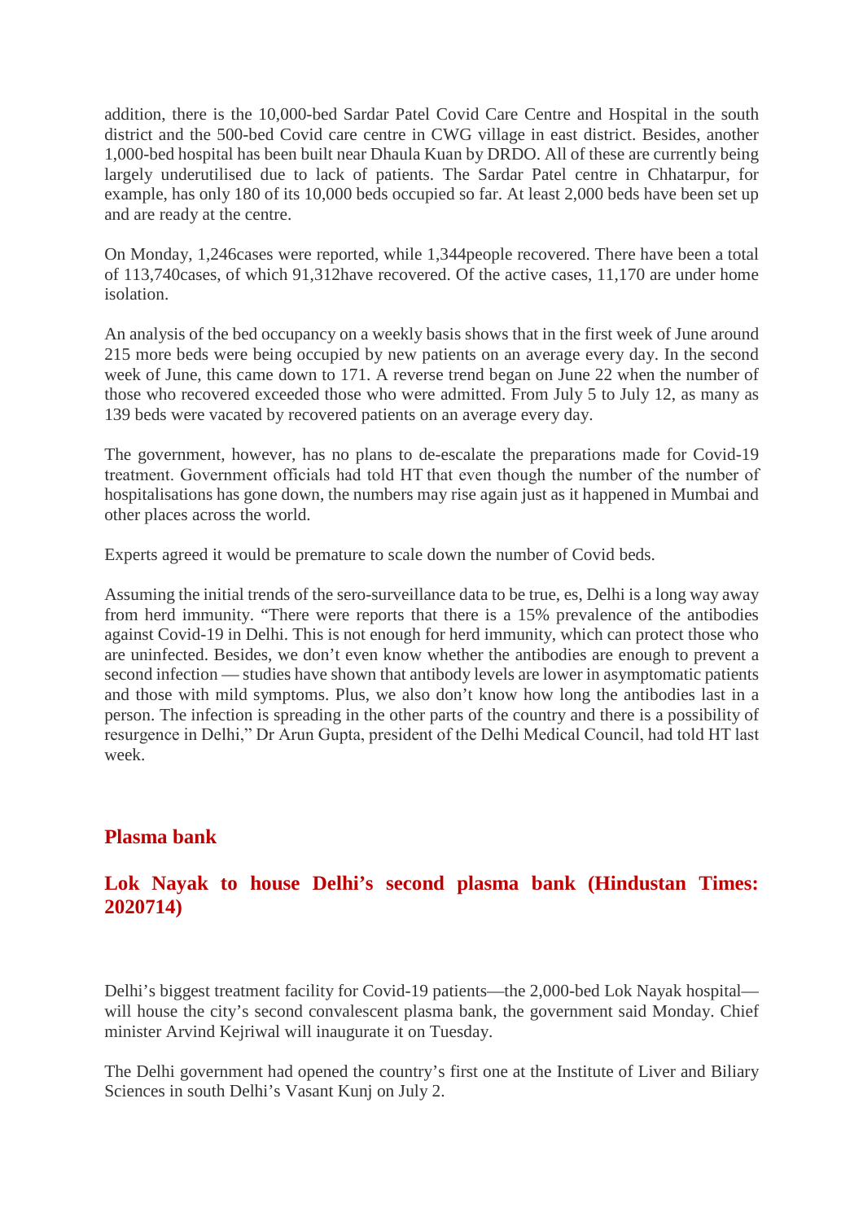addition, there is the 10,000-bed Sardar Patel Covid Care Centre and Hospital in the south district and the 500-bed Covid care centre in CWG village in east district. Besides, another 1,000-bed hospital has been built near Dhaula Kuan by DRDO. All of these are currently being largely underutilised due to lack of patients. The Sardar Patel centre in Chhatarpur, for example, has only 180 of its 10,000 beds occupied so far. At least 2,000 beds have been set up and are ready at the centre.

On Monday, 1,246cases were reported, while 1,344people recovered. There have been a total of 113,740cases, of which 91,312have recovered. Of the active cases, 11,170 are under home isolation.

An analysis of the bed occupancy on a weekly basis shows that in the first week of June around 215 more beds were being occupied by new patients on an average every day. In the second week of June, this came down to 171. A reverse trend began on June 22 when the number of those who recovered exceeded those who were admitted. From July 5 to July 12, as many as 139 beds were vacated by recovered patients on an average every day.

The government, however, has no plans to de-escalate the preparations made for Covid-19 treatment. Government officials had told HT that even though the number of the number of hospitalisations has gone down, the numbers may rise again just as it happened in Mumbai and other places across the world.

Experts agreed it would be premature to scale down the number of Covid beds.

Assuming the initial trends of the sero-surveillance data to be true, es, Delhi is a long way away from herd immunity. "There were reports that there is a 15% prevalence of the antibodies against Covid-19 in Delhi. This is not enough for herd immunity, which can protect those who are uninfected. Besides, we don't even know whether the antibodies are enough to prevent a second infection — studies have shown that antibody levels are lower in asymptomatic patients and those with mild symptoms. Plus, we also don't know how long the antibodies last in a person. The infection is spreading in the other parts of the country and there is a possibility of resurgence in Delhi," Dr Arun Gupta, president of the Delhi Medical Council, had told HT last week.

## Plasma bank

### Lok Nayak to house Delhi's second plasma bank (Hindustan Times: 2020714)

Delhi's biggest treatment facility for Covid-19 patients—the 2,000-bed Lok Nayak hospital—will house the city's second convalescent plasma bank, the government said Monday. Chief minister Arvind Kejriwal will inaugurate it on Tuesday.

The Delhi government had opened the country's first one at the Institute of Liver and Biliary Sciences in south Delhi's Vasant Kunj on July 2.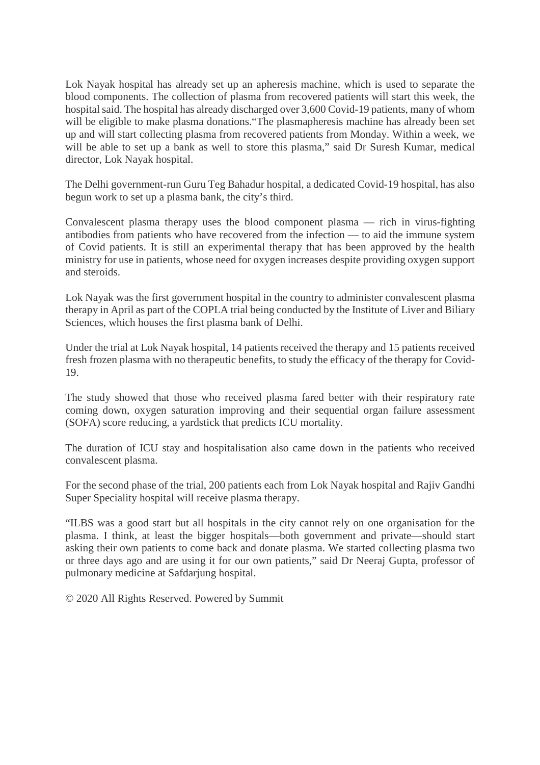Lok Nayak hospital has already set up an apheresis machine, which is used to separate the blood components. The collection of plasma from recovered patients will start this week, the hospital said. The hospital has already discharged over 3,600 Covid-19 patients, many of whom will be eligible to make plasma donations."The plasmapheresis machine has already been set up and will start collecting plasma from recovered patients from Monday. Within a week, we will be able to set up a bank as well to store this plasma," said Dr Suresh Kumar, medical director, Lok Nayak hospital.

The Delhi government-run Guru Teg Bahadur hospital, a dedicated Covid-19 hospital, has also begun work to set up a plasma bank, the city's third.

Convalescent plasma therapy uses the blood component plasma — rich in virus-fighting antibodies from patients who have recovered from the infection — to aid the immune system of Covid patients. It is still an experimental therapy that has been approved by the health ministry for use in patients, whose need for oxygen increases despite providing oxygen support and steroids.

Lok Nayak was the first government hospital in the country to administer convalescent plasma therapy in April as part of the COPLA trial being conducted by the Institute of Liver and Biliary Sciences, which houses the first plasma bank of Delhi.

Under the trial at Lok Nayak hospital, 14 patients received the therapy and 15 patients received fresh frozen plasma with no therapeutic benefits, to study the efficacy of the therapy for Covid-19.

The study showed that those who received plasma fared better with their respiratory rate coming down, oxygen saturation improving and their sequential organ failure assessment (SOFA) score reducing, a yardstick that predicts ICU mortality.

The duration of ICU stay and hospitalisation also came down in the patients who received convalescent plasma.

For the second phase of the trial, 200 patients each from Lok Nayak hospital and Rajiv Gandhi Super Speciality hospital will receive plasma therapy.

"ILBS was a good start but all hospitals in the city cannot rely on one organisation for the plasma. I think, at least the bigger hospitals—both government and private—should start asking their own patients to come back and donate plasma. We started collecting plasma two or three days ago and are using it for our own patients," said Dr Neeraj Gupta, professor of pulmonary medicine at Safdarjung hospital.

© 2020 All Rights Reserved. Powered by Summit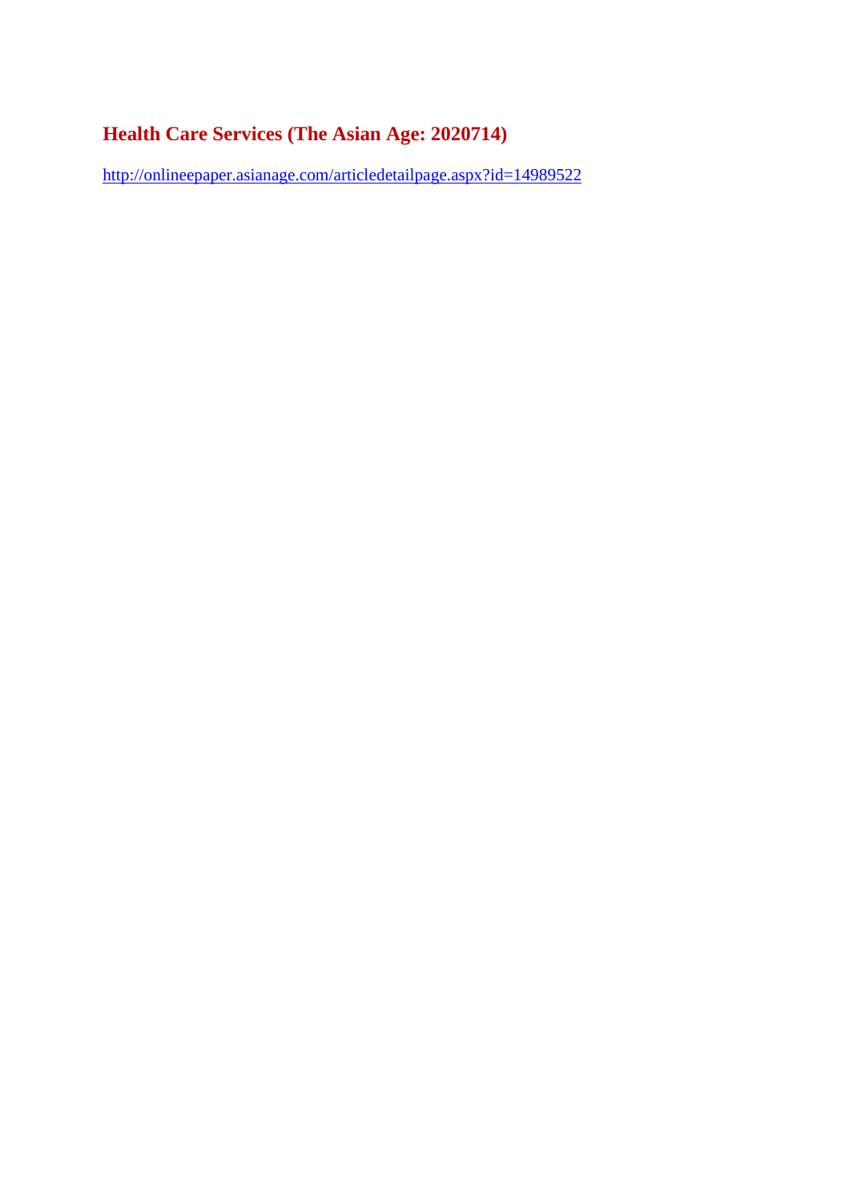## Health Care Services (The Asian Age: 2020714)

http://onlineepaper.asianage.com/articledetailpage.aspx?id=14989522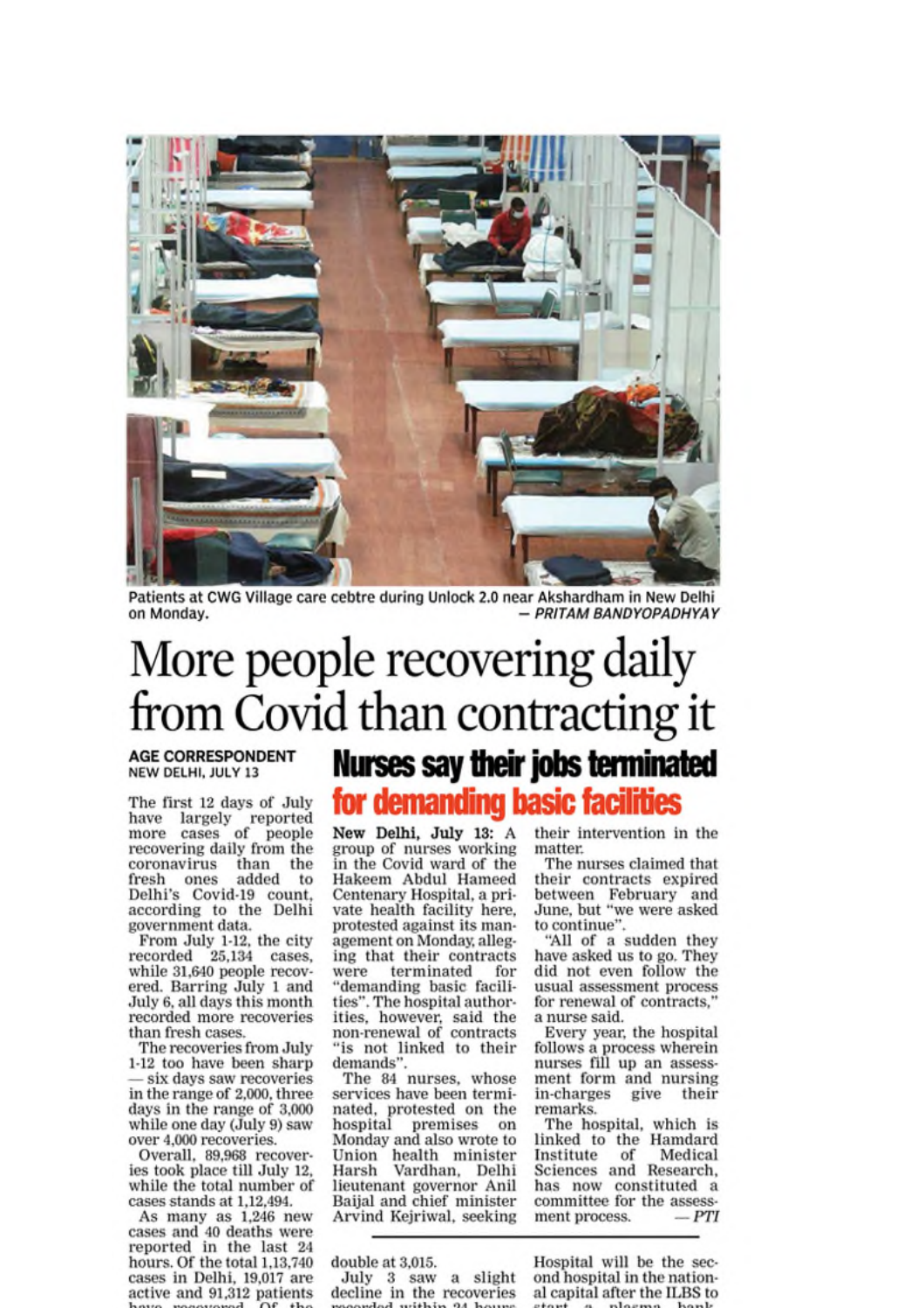Patients at CWG Village care cebtre during Unlock 2.0 near Akshardham in New Delhi on Monday. — *PRITAM BANDYOPADHYAY*

# More people recovering daily from Covid than contracting it

**AGE CORRESPONDENT**
NEW DELHI, JULY 13

The first 12 days of July have largely reported more cases of people recovering daily from the coronavirus than the fresh ones added to Delhi's Covid-19 count, according to the Delhi government data.

From July 1-12, the city recorded 25,134 cases, while 31,640 people recovered. Barring July 1 and July 6, all days this month recorded more recoveries than fresh cases.

The recoveries from July 1-12 too have been sharp — six days saw recoveries in the range of 2,000, three days in the range of 3,000 while one day (July 9) saw over 4,000 recoveries.

Overall, 89,968 recoveries took place till July 12, while the total number of cases stands at 1,12,494.

As many as 1,246 new cases and 40 deaths were reported in the last 24 hours. Of the total 1,13,740 cases in Delhi, 19,017 are active and 91,312 patients

double at 3,015.

July 3 saw a slight decline in the recoveries

Hospital will be the second hospital in the national capital after the ILBS to

## Nurses say their jobs terminated for demanding basic facilities

**New Delhi, July 13:** A group of nurses working in the Covid ward of the Hakeem Abdul Hameed Centenary Hospital, a private health facility here, protested against its management on Monday, alleging that their contracts were terminated for "demanding basic facilities". The hospital authorities, however, said the non-renewal of contracts "is not linked to their demands".

The 84 nurses, whose services have been terminated, protested on the hospital premises on Monday and also wrote to Union health minister Harsh Vardhan, Delhi lieutenant governor Anil Baijal and chief minister Arvind Kejriwal, seeking their intervention in the matter.

The nurses claimed that their contracts expired between February and June, but "we were asked to continue".

"All of a sudden they have asked us to go. They did not even follow the usual assessment process for renewal of contracts," a nurse said.

Every year, the hospital follows a process wherein nurses fill up an assessment form and nursing in-charges give their remarks.

The hospital, which is linked to the Hamdard Institute of Medical Sciences and Research, has now constituted a committee for the assessment process. — *PTI*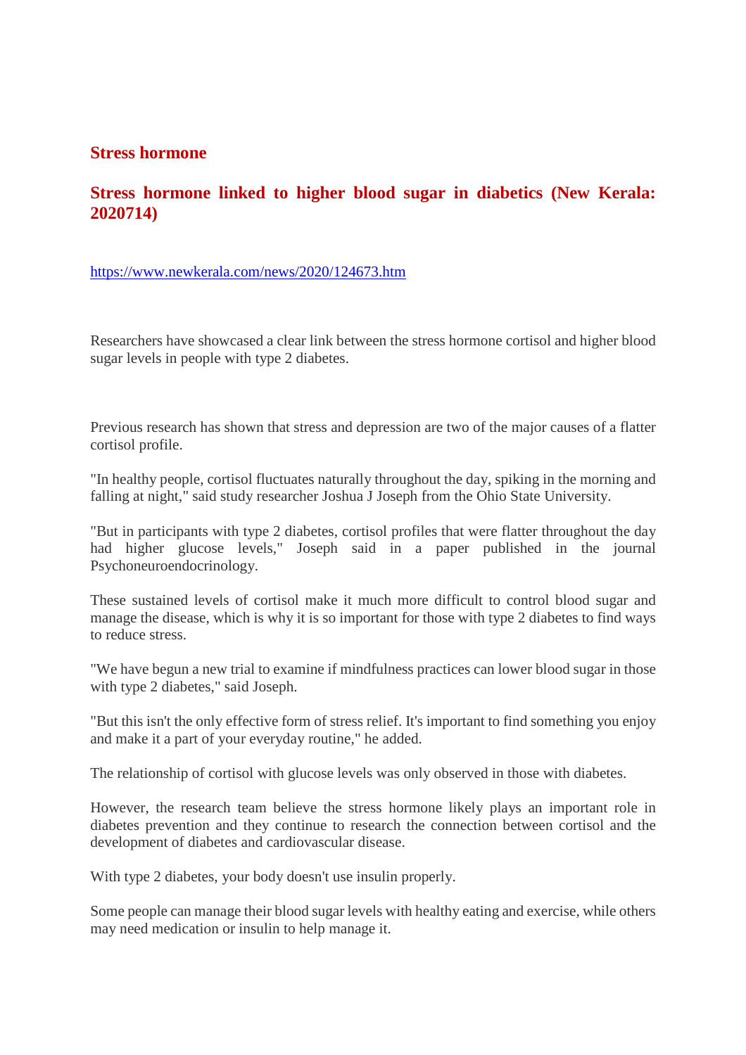## Stress hormone

## Stress hormone linked to higher blood sugar in diabetics (New Kerala: 2020714)

https://www.newkerala.com/news/2020/124673.htm

Researchers have showcased a clear link between the stress hormone cortisol and higher blood sugar levels in people with type 2 diabetes.

Previous research has shown that stress and depression are two of the major causes of a flatter cortisol profile.

"In healthy people, cortisol fluctuates naturally throughout the day, spiking in the morning and falling at night," said study researcher Joshua J Joseph from the Ohio State University.

"But in participants with type 2 diabetes, cortisol profiles that were flatter throughout the day had higher glucose levels," Joseph said in a paper published in the journal Psychoneuroendocrinology.

These sustained levels of cortisol make it much more difficult to control blood sugar and manage the disease, which is why it is so important for those with type 2 diabetes to find ways to reduce stress.

"We have begun a new trial to examine if mindfulness practices can lower blood sugar in those with type 2 diabetes," said Joseph.

"But this isn't the only effective form of stress relief. It's important to find something you enjoy and make it a part of your everyday routine," he added.

The relationship of cortisol with glucose levels was only observed in those with diabetes.

However, the research team believe the stress hormone likely plays an important role in diabetes prevention and they continue to research the connection between cortisol and the development of diabetes and cardiovascular disease.

With type 2 diabetes, your body doesn't use insulin properly.

Some people can manage their blood sugar levels with healthy eating and exercise, while others may need medication or insulin to help manage it.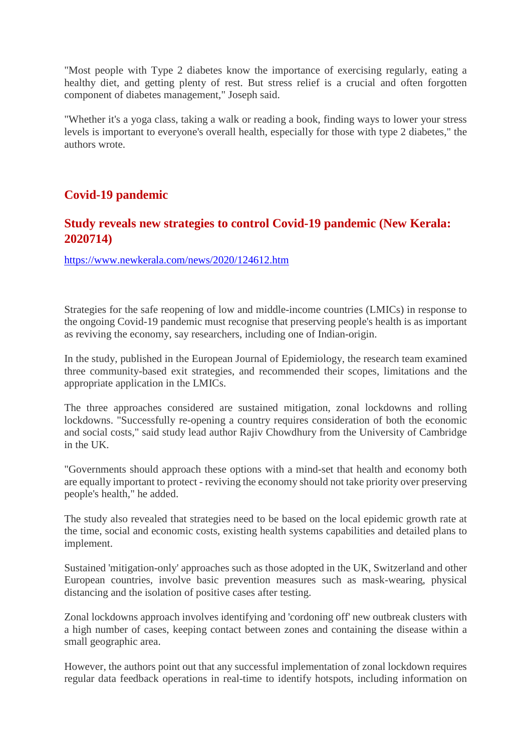"Most people with Type 2 diabetes know the importance of exercising regularly, eating a healthy diet, and getting plenty of rest. But stress relief is a crucial and often forgotten component of diabetes management," Joseph said.

"Whether it's a yoga class, taking a walk or reading a book, finding ways to lower your stress levels is important to everyone's overall health, especially for those with type 2 diabetes," the authors wrote.

## Covid-19 pandemic

### Study reveals new strategies to control Covid-19 pandemic (New Kerala: 2020714)

https://www.newkerala.com/news/2020/124612.htm

Strategies for the safe reopening of low and middle-income countries (LMICs) in response to the ongoing Covid-19 pandemic must recognise that preserving people's health is as important as reviving the economy, say researchers, including one of Indian-origin.

In the study, published in the European Journal of Epidemiology, the research team examined three community-based exit strategies, and recommended their scopes, limitations and the appropriate application in the LMICs.

The three approaches considered are sustained mitigation, zonal lockdowns and rolling lockdowns. "Successfully re-opening a country requires consideration of both the economic and social costs," said study lead author Rajiv Chowdhury from the University of Cambridge in the UK.

"Governments should approach these options with a mind-set that health and economy both are equally important to protect - reviving the economy should not take priority over preserving people's health," he added.

The study also revealed that strategies need to be based on the local epidemic growth rate at the time, social and economic costs, existing health systems capabilities and detailed plans to implement.

Sustained 'mitigation-only' approaches such as those adopted in the UK, Switzerland and other European countries, involve basic prevention measures such as mask-wearing, physical distancing and the isolation of positive cases after testing.

Zonal lockdowns approach involves identifying and 'cordoning off' new outbreak clusters with a high number of cases, keeping contact between zones and containing the disease within a small geographic area.

However, the authors point out that any successful implementation of zonal lockdown requires regular data feedback operations in real-time to identify hotspots, including information on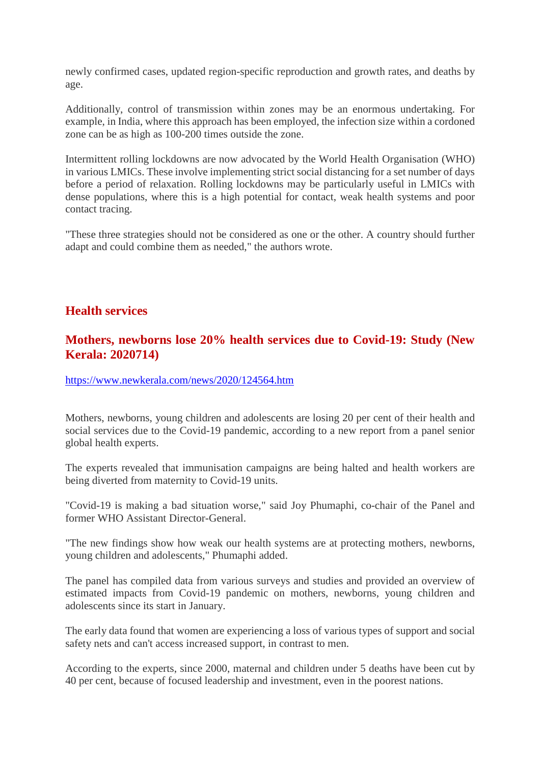newly confirmed cases, updated region-specific reproduction and growth rates, and deaths by age.

Additionally, control of transmission within zones may be an enormous undertaking. For example, in India, where this approach has been employed, the infection size within a cordoned zone can be as high as 100-200 times outside the zone.

Intermittent rolling lockdowns are now advocated by the World Health Organisation (WHO) in various LMICs. These involve implementing strict social distancing for a set number of days before a period of relaxation. Rolling lockdowns may be particularly useful in LMICs with dense populations, where this is a high potential for contact, weak health systems and poor contact tracing.

"These three strategies should not be considered as one or the other. A country should further adapt and could combine them as needed," the authors wrote.

## Health services

### Mothers, newborns lose 20% health services due to Covid-19: Study (New Kerala: 2020714)

https://www.newkerala.com/news/2020/124564.htm

Mothers, newborns, young children and adolescents are losing 20 per cent of their health and social services due to the Covid-19 pandemic, according to a new report from a panel senior global health experts.

The experts revealed that immunisation campaigns are being halted and health workers are being diverted from maternity to Covid-19 units.

"Covid-19 is making a bad situation worse," said Joy Phumaphi, co-chair of the Panel and former WHO Assistant Director-General.

"The new findings show how weak our health systems are at protecting mothers, newborns, young children and adolescents," Phumaphi added.

The panel has compiled data from various surveys and studies and provided an overview of estimated impacts from Covid-19 pandemic on mothers, newborns, young children and adolescents since its start in January.

The early data found that women are experiencing a loss of various types of support and social safety nets and can't access increased support, in contrast to men.

According to the experts, since 2000, maternal and children under 5 deaths have been cut by 40 per cent, because of focused leadership and investment, even in the poorest nations.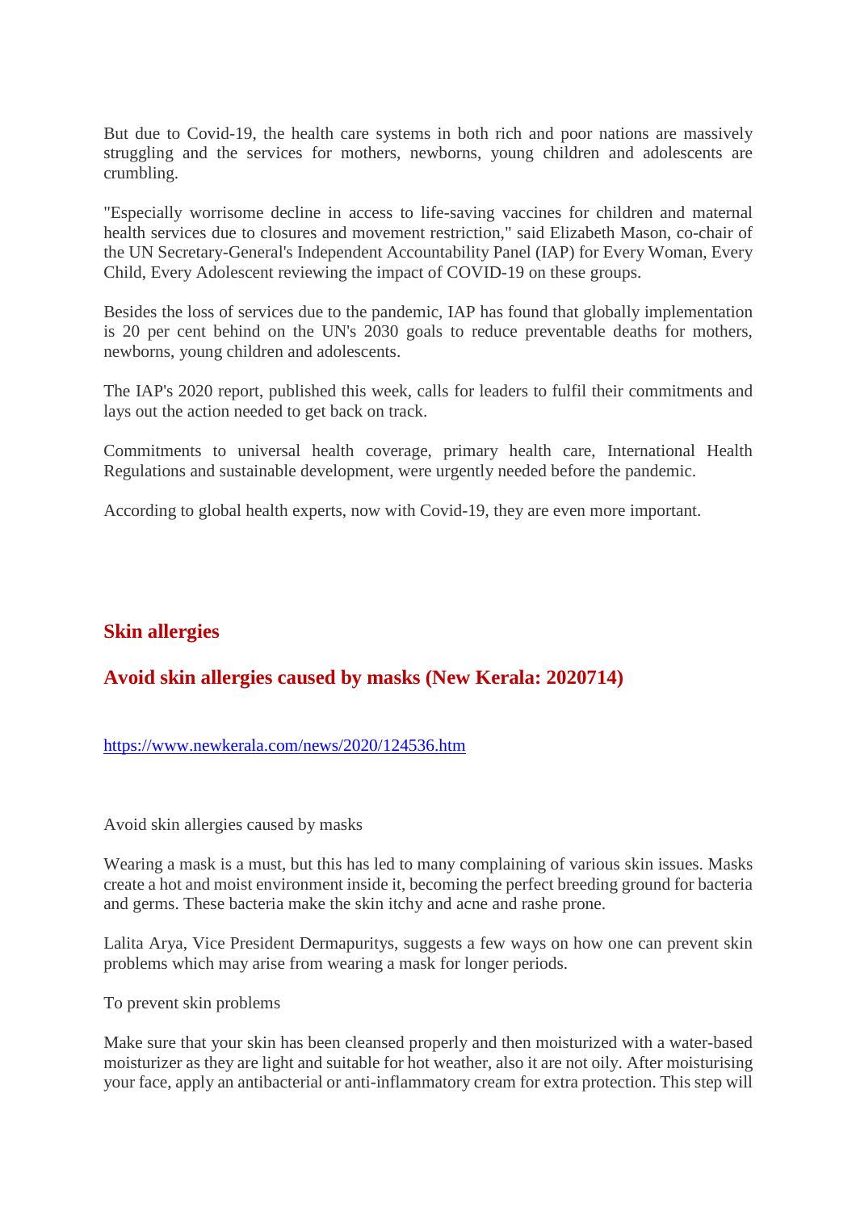But due to Covid-19, the health care systems in both rich and poor nations are massively struggling and the services for mothers, newborns, young children and adolescents are crumbling.

"Especially worrisome decline in access to life-saving vaccines for children and maternal health services due to closures and movement restriction," said Elizabeth Mason, co-chair of the UN Secretary-General's Independent Accountability Panel (IAP) for Every Woman, Every Child, Every Adolescent reviewing the impact of COVID-19 on these groups.

Besides the loss of services due to the pandemic, IAP has found that globally implementation is 20 per cent behind on the UN's 2030 goals to reduce preventable deaths for mothers, newborns, young children and adolescents.

The IAP's 2020 report, published this week, calls for leaders to fulfil their commitments and lays out the action needed to get back on track.

Commitments to universal health coverage, primary health care, International Health Regulations and sustainable development, were urgently needed before the pandemic.

According to global health experts, now with Covid-19, they are even more important.

## Skin allergies

## Avoid skin allergies caused by masks (New Kerala: 2020714)

https://www.newkerala.com/news/2020/124536.htm

Avoid skin allergies caused by masks

Wearing a mask is a must, but this has led to many complaining of various skin issues. Masks create a hot and moist environment inside it, becoming the perfect breeding ground for bacteria and germs. These bacteria make the skin itchy and acne and rashe prone.

Lalita Arya, Vice President Dermapuritys, suggests a few ways on how one can prevent skin problems which may arise from wearing a mask for longer periods.

To prevent skin problems

Make sure that your skin has been cleansed properly and then moisturized with a water-based moisturizer as they are light and suitable for hot weather, also it are not oily. After moisturising your face, apply an antibacterial or anti-inflammatory cream for extra protection. This step will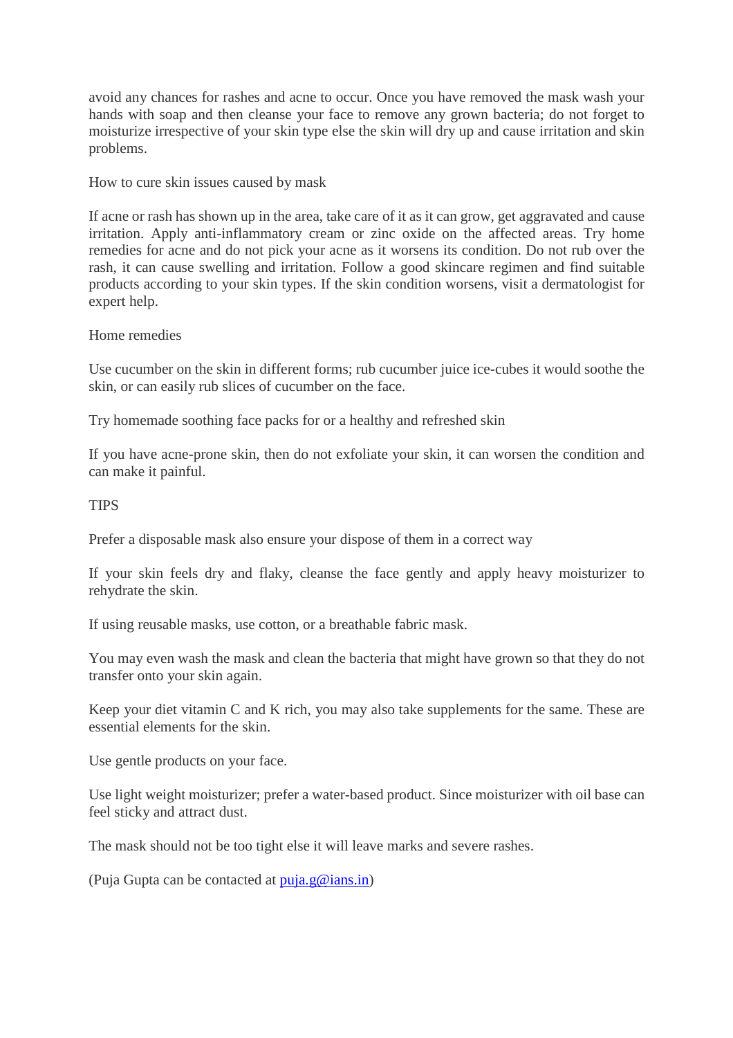avoid any chances for rashes and acne to occur. Once you have removed the mask wash your hands with soap and then cleanse your face to remove any grown bacteria; do not forget to moisturize irrespective of your skin type else the skin will dry up and cause irritation and skin problems.

How to cure skin issues caused by mask

If acne or rash has shown up in the area, take care of it as it can grow, get aggravated and cause irritation. Apply anti-inflammatory cream or zinc oxide on the affected areas. Try home remedies for acne and do not pick your acne as it worsens its condition. Do not rub over the rash, it can cause swelling and irritation. Follow a good skincare regimen and find suitable products according to your skin types. If the skin condition worsens, visit a dermatologist for expert help.

Home remedies

Use cucumber on the skin in different forms; rub cucumber juice ice-cubes it would soothe the skin, or can easily rub slices of cucumber on the face.

Try homemade soothing face packs for or a healthy and refreshed skin

If you have acne-prone skin, then do not exfoliate your skin, it can worsen the condition and can make it painful.

TIPS

Prefer a disposable mask also ensure your dispose of them in a correct way

If your skin feels dry and flaky, cleanse the face gently and apply heavy moisturizer to rehydrate the skin.

If using reusable masks, use cotton, or a breathable fabric mask.

You may even wash the mask and clean the bacteria that might have grown so that they do not transfer onto your skin again.

Keep your diet vitamin C and K rich, you may also take supplements for the same. These are essential elements for the skin.

Use gentle products on your face.

Use light weight moisturizer; prefer a water-based product. Since moisturizer with oil base can feel sticky and attract dust.

The mask should not be too tight else it will leave marks and severe rashes.

(Puja Gupta can be contacted at puja.g@ians.in)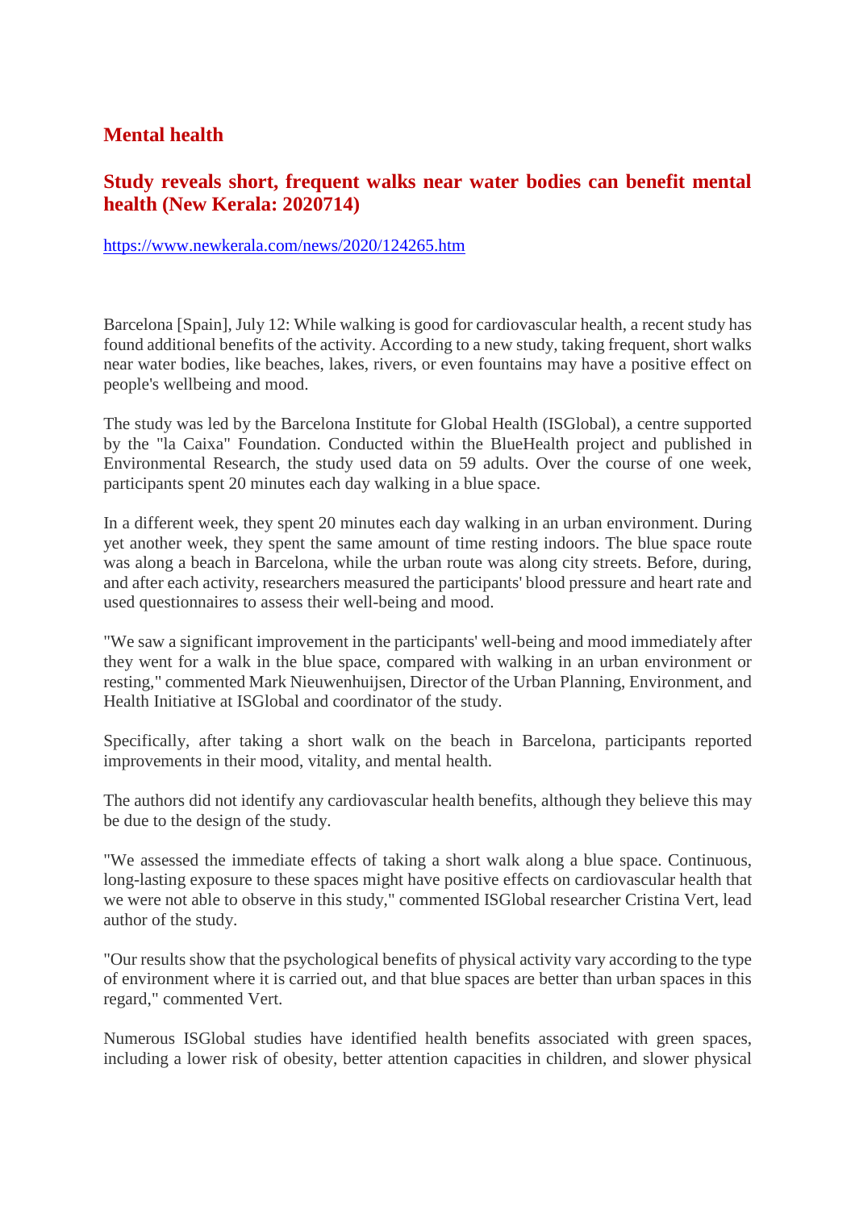## Mental health

### Study reveals short, frequent walks near water bodies can benefit mental health (New Kerala: 2020714)

https://www.newkerala.com/news/2020/124265.htm

Barcelona [Spain], July 12: While walking is good for cardiovascular health, a recent study has found additional benefits of the activity. According to a new study, taking frequent, short walks near water bodies, like beaches, lakes, rivers, or even fountains may have a positive effect on people's wellbeing and mood.

The study was led by the Barcelona Institute for Global Health (ISGlobal), a centre supported by the "la Caixa" Foundation. Conducted within the BlueHealth project and published in Environmental Research, the study used data on 59 adults. Over the course of one week, participants spent 20 minutes each day walking in a blue space.

In a different week, they spent 20 minutes each day walking in an urban environment. During yet another week, they spent the same amount of time resting indoors. The blue space route was along a beach in Barcelona, while the urban route was along city streets. Before, during, and after each activity, researchers measured the participants' blood pressure and heart rate and used questionnaires to assess their well-being and mood.

"We saw a significant improvement in the participants' well-being and mood immediately after they went for a walk in the blue space, compared with walking in an urban environment or resting," commented Mark Nieuwenhuijsen, Director of the Urban Planning, Environment, and Health Initiative at ISGlobal and coordinator of the study.

Specifically, after taking a short walk on the beach in Barcelona, participants reported improvements in their mood, vitality, and mental health.

The authors did not identify any cardiovascular health benefits, although they believe this may be due to the design of the study.

"We assessed the immediate effects of taking a short walk along a blue space. Continuous, long-lasting exposure to these spaces might have positive effects on cardiovascular health that we were not able to observe in this study," commented ISGlobal researcher Cristina Vert, lead author of the study.

"Our results show that the psychological benefits of physical activity vary according to the type of environment where it is carried out, and that blue spaces are better than urban spaces in this regard," commented Vert.

Numerous ISGlobal studies have identified health benefits associated with green spaces, including a lower risk of obesity, better attention capacities in children, and slower physical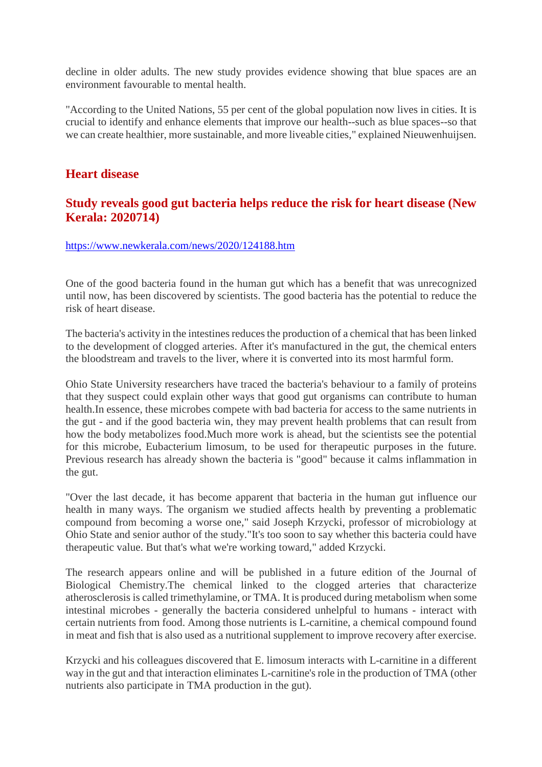decline in older adults. The new study provides evidence showing that blue spaces are an environment favourable to mental health.

"According to the United Nations, 55 per cent of the global population now lives in cities. It is crucial to identify and enhance elements that improve our health--such as blue spaces--so that we can create healthier, more sustainable, and more liveable cities," explained Nieuwenhuijsen.

## Heart disease

### Study reveals good gut bacteria helps reduce the risk for heart disease (New Kerala: 2020714)

https://www.newkerala.com/news/2020/124188.htm

One of the good bacteria found in the human gut which has a benefit that was unrecognized until now, has been discovered by scientists. The good bacteria has the potential to reduce the risk of heart disease.

The bacteria's activity in the intestines reduces the production of a chemical that has been linked to the development of clogged arteries. After it's manufactured in the gut, the chemical enters the bloodstream and travels to the liver, where it is converted into its most harmful form.

Ohio State University researchers have traced the bacteria's behaviour to a family of proteins that they suspect could explain other ways that good gut organisms can contribute to human health.In essence, these microbes compete with bad bacteria for access to the same nutrients in the gut - and if the good bacteria win, they may prevent health problems that can result from how the body metabolizes food.Much more work is ahead, but the scientists see the potential for this microbe, Eubacterium limosum, to be used for therapeutic purposes in the future. Previous research has already shown the bacteria is "good" because it calms inflammation in the gut.

"Over the last decade, it has become apparent that bacteria in the human gut influence our health in many ways. The organism we studied affects health by preventing a problematic compound from becoming a worse one," said Joseph Krzycki, professor of microbiology at Ohio State and senior author of the study."It's too soon to say whether this bacteria could have therapeutic value. But that's what we're working toward," added Krzycki.

The research appears online and will be published in a future edition of the Journal of Biological Chemistry.The chemical linked to the clogged arteries that characterize atherosclerosis is called trimethylamine, or TMA. It is produced during metabolism when some intestinal microbes - generally the bacteria considered unhelpful to humans - interact with certain nutrients from food. Among those nutrients is L-carnitine, a chemical compound found in meat and fish that is also used as a nutritional supplement to improve recovery after exercise.

Krzycki and his colleagues discovered that E. limosum interacts with L-carnitine in a different way in the gut and that interaction eliminates L-carnitine's role in the production of TMA (other nutrients also participate in TMA production in the gut).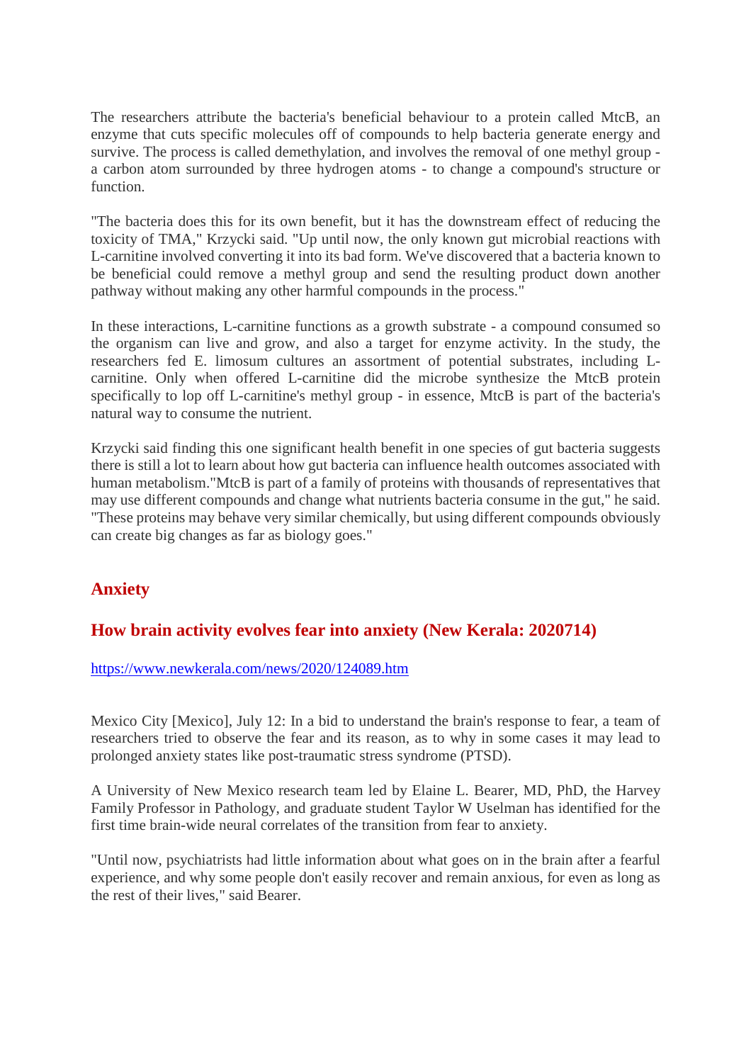The researchers attribute the bacteria's beneficial behaviour to a protein called MtcB, an enzyme that cuts specific molecules off of compounds to help bacteria generate energy and survive. The process is called demethylation, and involves the removal of one methyl group - a carbon atom surrounded by three hydrogen atoms - to change a compound's structure or function.

"The bacteria does this for its own benefit, but it has the downstream effect of reducing the toxicity of TMA," Krzycki said. "Up until now, the only known gut microbial reactions with L-carnitine involved converting it into its bad form. We've discovered that a bacteria known to be beneficial could remove a methyl group and send the resulting product down another pathway without making any other harmful compounds in the process."

In these interactions, L-carnitine functions as a growth substrate - a compound consumed so the organism can live and grow, and also a target for enzyme activity. In the study, the researchers fed E. limosum cultures an assortment of potential substrates, including L-carnitine. Only when offered L-carnitine did the microbe synthesize the MtcB protein specifically to lop off L-carnitine's methyl group - in essence, MtcB is part of the bacteria's natural way to consume the nutrient.

Krzycki said finding this one significant health benefit in one species of gut bacteria suggests there is still a lot to learn about how gut bacteria can influence health outcomes associated with human metabolism."MtcB is part of a family of proteins with thousands of representatives that may use different compounds and change what nutrients bacteria consume in the gut," he said. "These proteins may behave very similar chemically, but using different compounds obviously can create big changes as far as biology goes."

## Anxiety

### How brain activity evolves fear into anxiety (New Kerala: 2020714)

https://www.newkerala.com/news/2020/124089.htm

Mexico City [Mexico], July 12: In a bid to understand the brain's response to fear, a team of researchers tried to observe the fear and its reason, as to why in some cases it may lead to prolonged anxiety states like post-traumatic stress syndrome (PTSD).

A University of New Mexico research team led by Elaine L. Bearer, MD, PhD, the Harvey Family Professor in Pathology, and graduate student Taylor W Uselman has identified for the first time brain-wide neural correlates of the transition from fear to anxiety.

"Until now, psychiatrists had little information about what goes on in the brain after a fearful experience, and why some people don't easily recover and remain anxious, for even as long as the rest of their lives," said Bearer.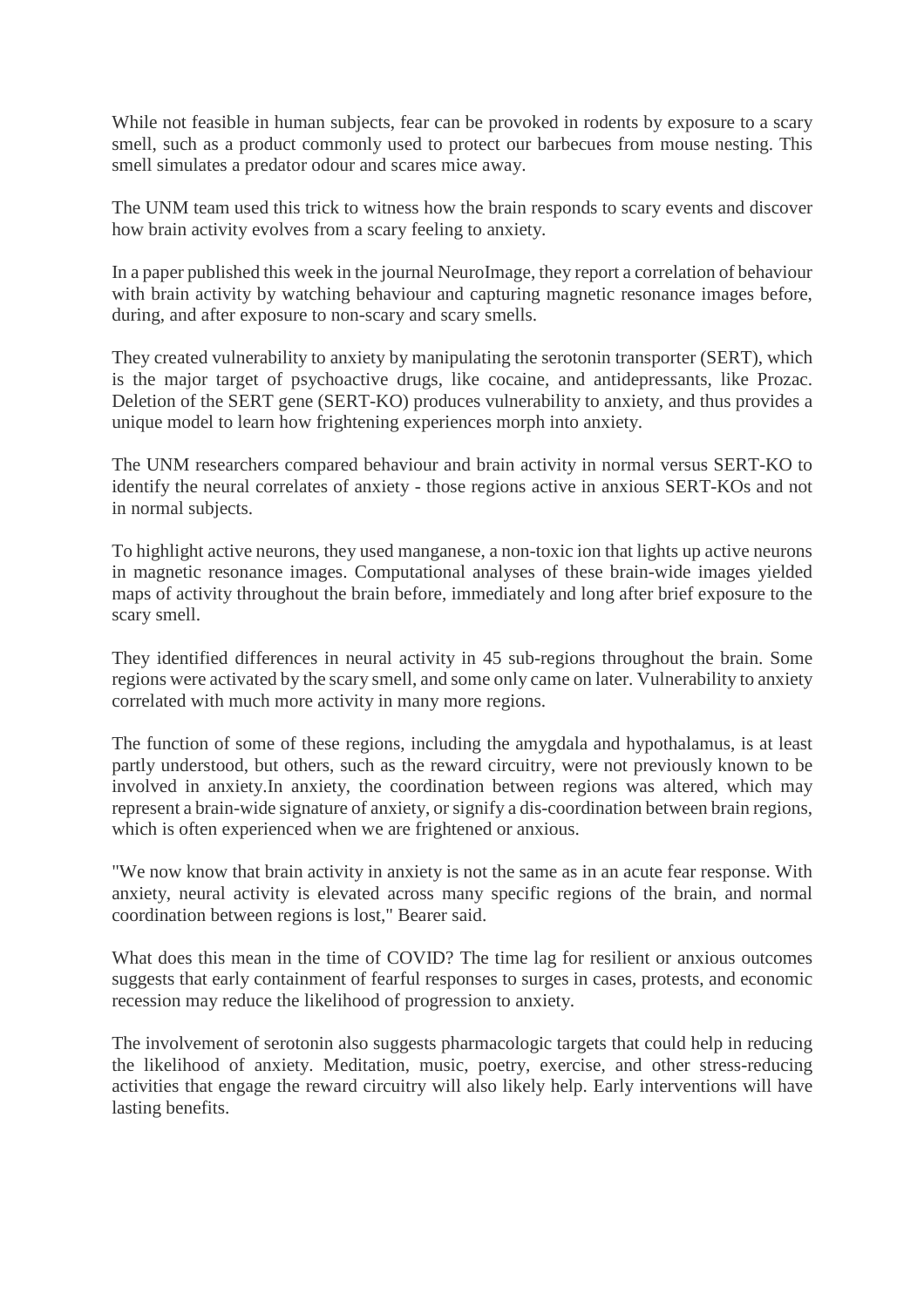While not feasible in human subjects, fear can be provoked in rodents by exposure to a scary smell, such as a product commonly used to protect our barbecues from mouse nesting. This smell simulates a predator odour and scares mice away.

The UNM team used this trick to witness how the brain responds to scary events and discover how brain activity evolves from a scary feeling to anxiety.

In a paper published this week in the journal NeuroImage, they report a correlation of behaviour with brain activity by watching behaviour and capturing magnetic resonance images before, during, and after exposure to non-scary and scary smells.

They created vulnerability to anxiety by manipulating the serotonin transporter (SERT), which is the major target of psychoactive drugs, like cocaine, and antidepressants, like Prozac. Deletion of the SERT gene (SERT-KO) produces vulnerability to anxiety, and thus provides a unique model to learn how frightening experiences morph into anxiety.

The UNM researchers compared behaviour and brain activity in normal versus SERT-KO to identify the neural correlates of anxiety - those regions active in anxious SERT-KOs and not in normal subjects.

To highlight active neurons, they used manganese, a non-toxic ion that lights up active neurons in magnetic resonance images. Computational analyses of these brain-wide images yielded maps of activity throughout the brain before, immediately and long after brief exposure to the scary smell.

They identified differences in neural activity in 45 sub-regions throughout the brain. Some regions were activated by the scary smell, and some only came on later. Vulnerability to anxiety correlated with much more activity in many more regions.

The function of some of these regions, including the amygdala and hypothalamus, is at least partly understood, but others, such as the reward circuitry, were not previously known to be involved in anxiety.In anxiety, the coordination between regions was altered, which may represent a brain-wide signature of anxiety, or signify a dis-coordination between brain regions, which is often experienced when we are frightened or anxious.

"We now know that brain activity in anxiety is not the same as in an acute fear response. With anxiety, neural activity is elevated across many specific regions of the brain, and normal coordination between regions is lost," Bearer said.

What does this mean in the time of COVID? The time lag for resilient or anxious outcomes suggests that early containment of fearful responses to surges in cases, protests, and economic recession may reduce the likelihood of progression to anxiety.

The involvement of serotonin also suggests pharmacologic targets that could help in reducing the likelihood of anxiety. Meditation, music, poetry, exercise, and other stress-reducing activities that engage the reward circuitry will also likely help. Early interventions will have lasting benefits.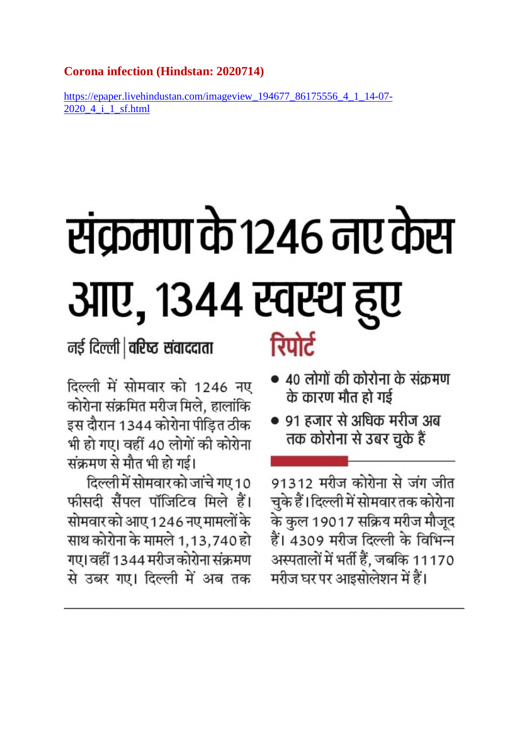**Corona infection (Hindstan: 2020714)**

https://epaper.livehindustan.com/imageview_194677_86175556_4_1_14-07-2020_4_i_1_sf.html

# संक्रमण के 1246 नए केस आए, 1344 स्वस्थ हुए

नई दिल्ली | वरिष्ठ संवाददाता

दिल्ली में सोमवार को 1246 नए कोरोना संक्रमित मरीज मिले, हालांकि इस दौरान 1344 कोरोना पीड़ित ठीक भी हो गए। वहीं 40 लोगों की कोरोना संक्रमण से मौत भी हो गई।

दिल्ली में सोमवार को जांचे गए 10 फीसदी सैंपल पॉजिटिव मिले हैं। सोमवार को आए 1246 नए मामलों के साथ कोरोना के मामले 1,13,740 हो गए। वहीं 1344 मरीज कोरोना संक्रमण से उबर गए। दिल्ली में अब तक 91312 मरीज कोरोना से जंग जीत चुके हैं। दिल्ली में सोमवार तक कोरोना के कुल 19017 सक्रिय मरीज मौजूद हैं। 4309 मरीज दिल्ली के विभिन्न अस्पतालों में भर्ती हैं, जबकि 11170 मरीज घर पर आइसोलेशन में हैं।

**रिपोर्ट**

- 40 लोगों की कोरोना के संक्रमण के कारण मौत हो गई
- 91 हजार से अधिक मरीज अब तक कोरोना से उबर चुके हैं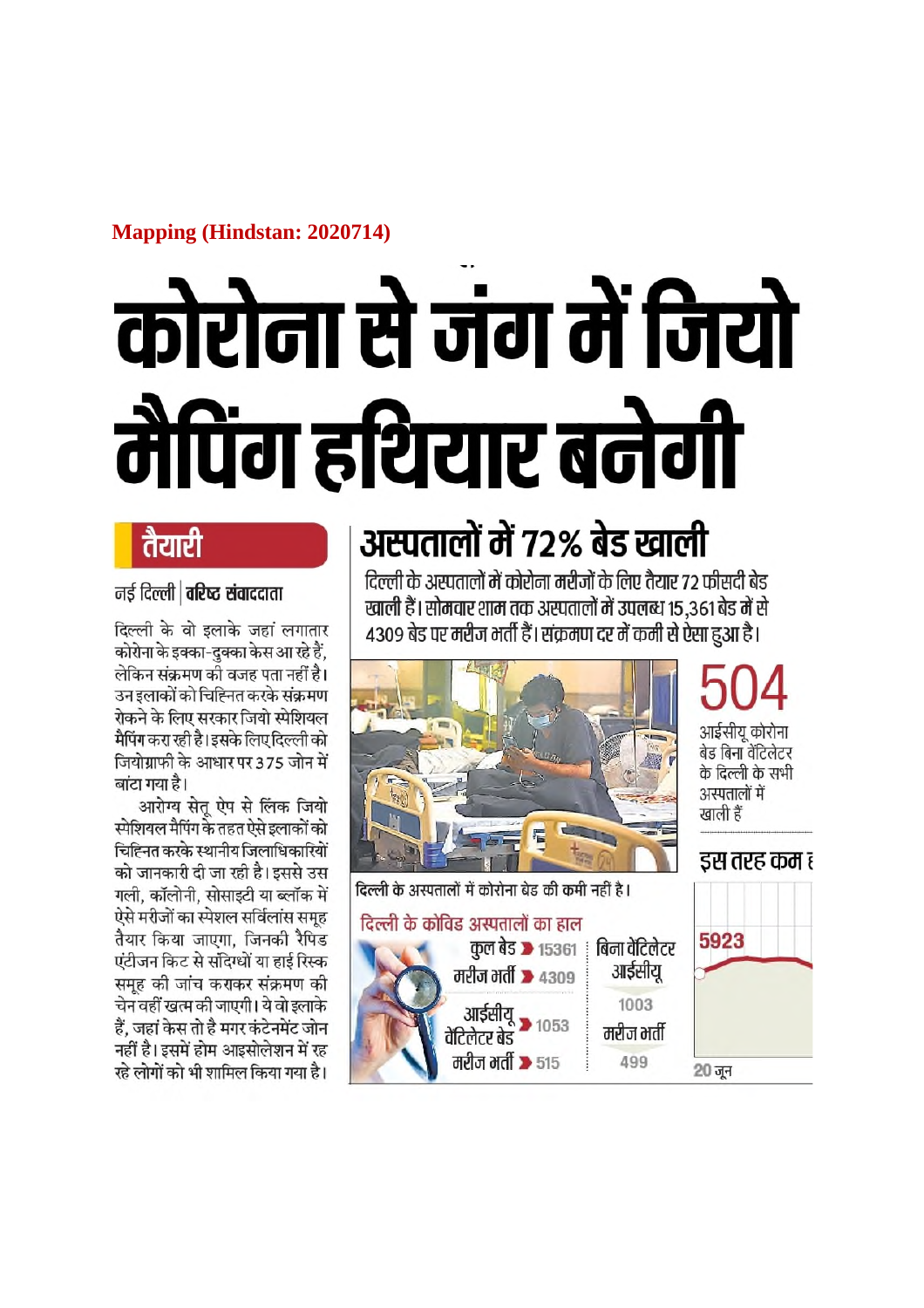**Mapping (Hindstan: 2020714)**

# कोरोना से जंग में जियो मैपिंग हथियार बनेगी

## तैयारी

नई दिल्ली | **वरिष्ठ संवाददाता**

दिल्ली के वो इलाके जहां लगातार कोरोना के इक्का-दुक्का केस आ रहे हैं, लेकिन संक्रमण की वजह पता नहीं है। उन इलाकों को चिह्नित करके संक्रमण रोकने के लिए सरकार जियो स्पेशियल मैपिंग करा रही है। इसके लिए दिल्ली को जियोग्राफी के आधार पर 375 जोन में बांटा गया है।

आरोग्य सेतू ऐप से लिंक जियो स्पेशियल मैपिंग के तहत ऐसे इलाकों को चिह्नित करके स्थानीय जिलाधिकारियों को जानकारी दी जा रही है। इससे उस गली, कॉलोनी, सोसाइटी या ब्लॉक में ऐसे मरीजों का स्पेशल सर्विलांस समूह तैयार किया जाएगा, जिनकी रैपिड एंटीजन किट से संदिग्धों या हाई रिस्क समूह की जांच कराकर संक्रमण की चेन वहीं खत्म की जाएगी। ये वो इलाके हैं, जहां केस तो है मगर कंटेनमेंट जोन नहीं है। इसमें होम आइसोलेशन में रह रहे लोगों को भी शामिल किया गया है।

## अस्पतालों में 72% बेड खाली

दिल्ली के अस्पतालों में कोरोना मरीजों के लिए तैयार 72 फीसदी बेड खाली है। सोमवार शाम तक अस्पतालों में उपलब्ध 15,361 बेड में से 4309 बेड पर मरीज भर्ती हैं। संक्रमण दर में कमी से ऐसा हुआ है।

दिल्ली के अस्पतालों में कोरोना बेड की कमी नहीं है।

**504**

आईसीयू कोरोना बेड बिना वेंटिलेटर के दिल्ली के सभी अस्पतालों में खाली हैं

### दिल्ली के कोविड अस्पतालों का हाल

| | | | |
|---|---|---|---|
| कुल बेड | 15361 | बिना वेंटिलेटर आईसीयू | 1003 |
| मरीज भर्ती | 4309 | मरीज भर्ती | 499 |
| आईसीयू वेंटिलेटर बेड | 1053 | | |
| मरीज भर्ती | 515 | | |

इस तरह कम ह

5923

20 जून